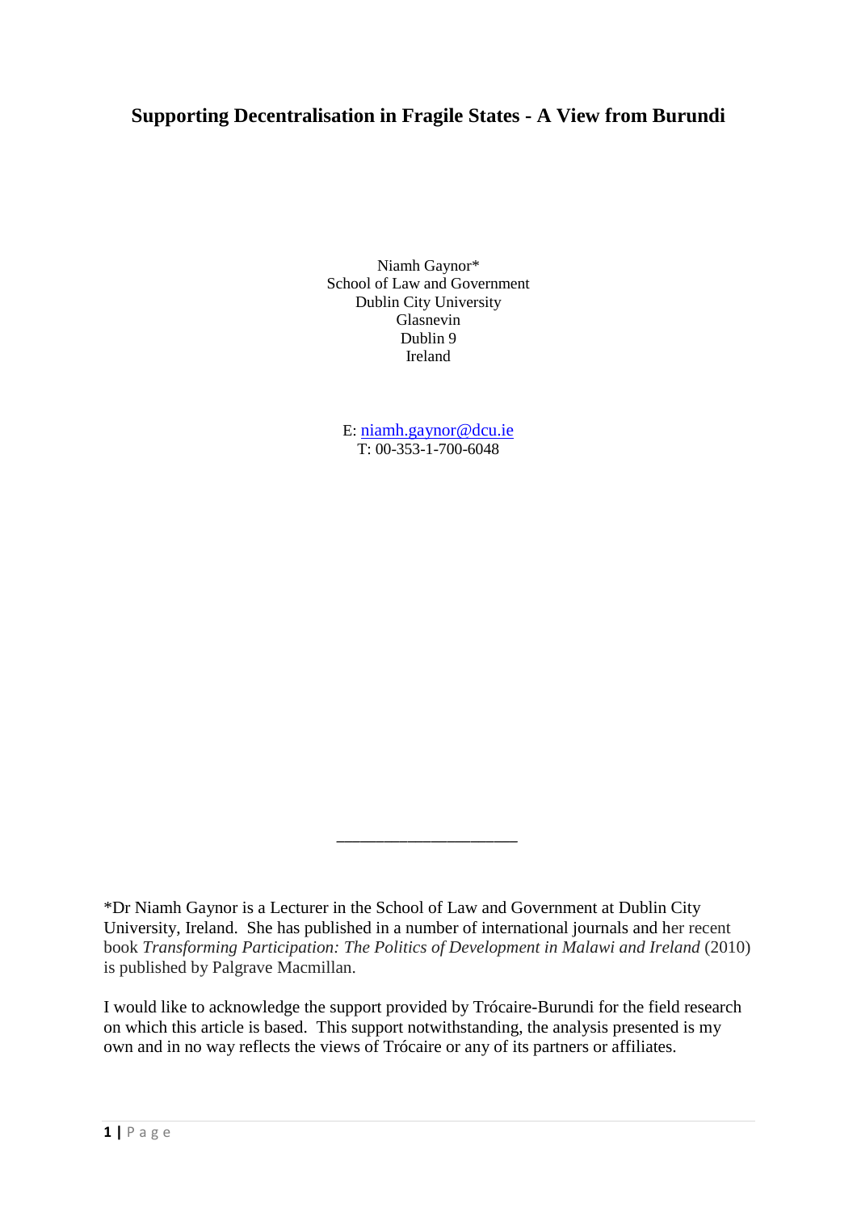# Supporting Decentralisation in Fragile States - A View from Burundi

Niamh Gaynor*
School of Law and Government
Dublin City University
Glasnevin
Dublin 9
Ireland

E: niamh.gaynor@dcu.ie
T: 00-353-1-700-6048

---

*Dr Niamh Gaynor is a Lecturer in the School of Law and Government at Dublin City University, Ireland. She has published in a number of international journals and her recent book *Transforming Participation: The Politics of Development in Malawi and Ireland* (2010) is published by Palgrave Macmillan.

I would like to acknowledge the support provided by Trócaire-Burundi for the field research on which this article is based. This support notwithstanding, the analysis presented is my own and in no way reflects the views of Trócaire or any of its partners or affiliates.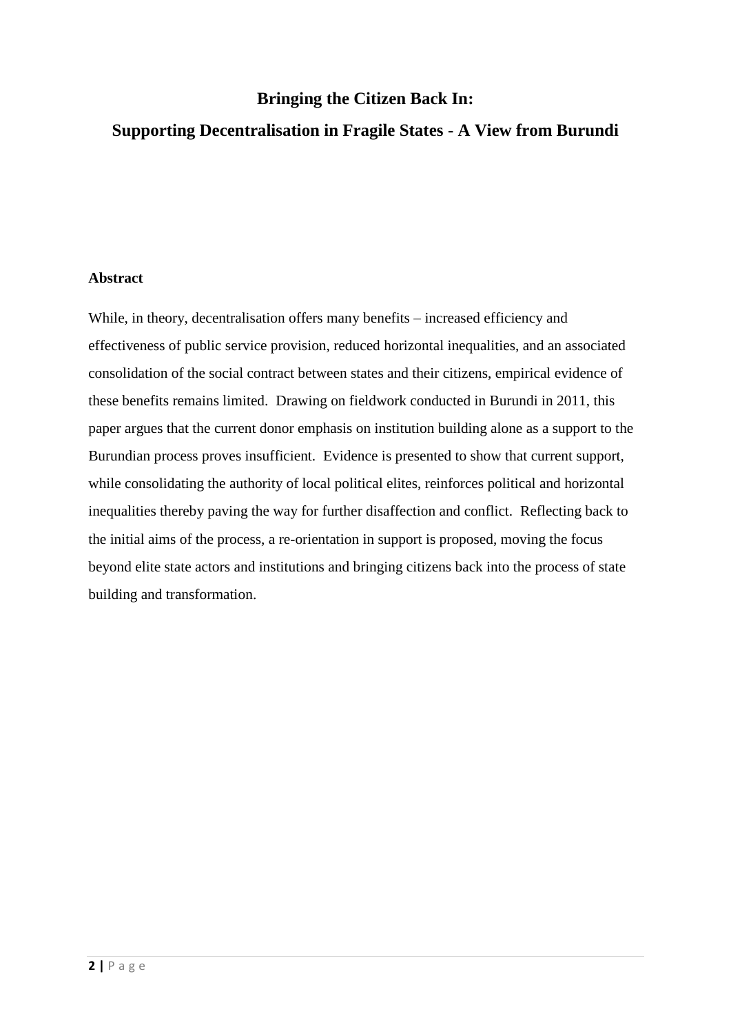# Bringing the Citizen Back In:

# Supporting Decentralisation in Fragile States - A View from Burundi

**Abstract**

While, in theory, decentralisation offers many benefits – increased efficiency and effectiveness of public service provision, reduced horizontal inequalities, and an associated consolidation of the social contract between states and their citizens, empirical evidence of these benefits remains limited. Drawing on fieldwork conducted in Burundi in 2011, this paper argues that the current donor emphasis on institution building alone as a support to the Burundian process proves insufficient. Evidence is presented to show that current support, while consolidating the authority of local political elites, reinforces political and horizontal inequalities thereby paving the way for further disaffection and conflict. Reflecting back to the initial aims of the process, a re-orientation in support is proposed, moving the focus beyond elite state actors and institutions and bringing citizens back into the process of state building and transformation.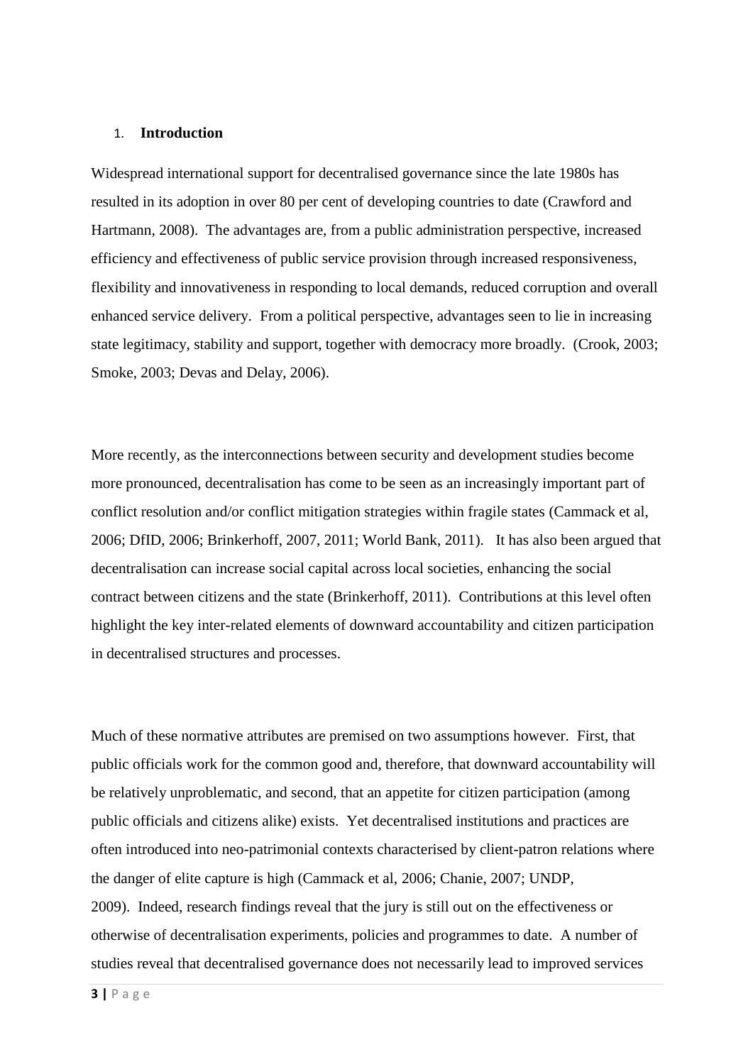## 1. **Introduction**

Widespread international support for decentralised governance since the late 1980s has resulted in its adoption in over 80 per cent of developing countries to date (Crawford and Hartmann, 2008). The advantages are, from a public administration perspective, increased efficiency and effectiveness of public service provision through increased responsiveness, flexibility and innovativeness in responding to local demands, reduced corruption and overall enhanced service delivery. From a political perspective, advantages seen to lie in increasing state legitimacy, stability and support, together with democracy more broadly. (Crook, 2003; Smoke, 2003; Devas and Delay, 2006).

More recently, as the interconnections between security and development studies become more pronounced, decentralisation has come to be seen as an increasingly important part of conflict resolution and/or conflict mitigation strategies within fragile states (Cammack et al, 2006; DfID, 2006; Brinkerhoff, 2007, 2011; World Bank, 2011). It has also been argued that decentralisation can increase social capital across local societies, enhancing the social contract between citizens and the state (Brinkerhoff, 2011). Contributions at this level often highlight the key inter-related elements of downward accountability and citizen participation in decentralised structures and processes.

Much of these normative attributes are premised on two assumptions however. First, that public officials work for the common good and, therefore, that downward accountability will be relatively unproblematic, and second, that an appetite for citizen participation (among public officials and citizens alike) exists. Yet decentralised institutions and practices are often introduced into neo-patrimonial contexts characterised by client-patron relations where the danger of elite capture is high (Cammack et al, 2006; Chanie, 2007; UNDP, 2009). Indeed, research findings reveal that the jury is still out on the effectiveness or otherwise of decentralisation experiments, policies and programmes to date. A number of studies reveal that decentralised governance does not necessarily lead to improved services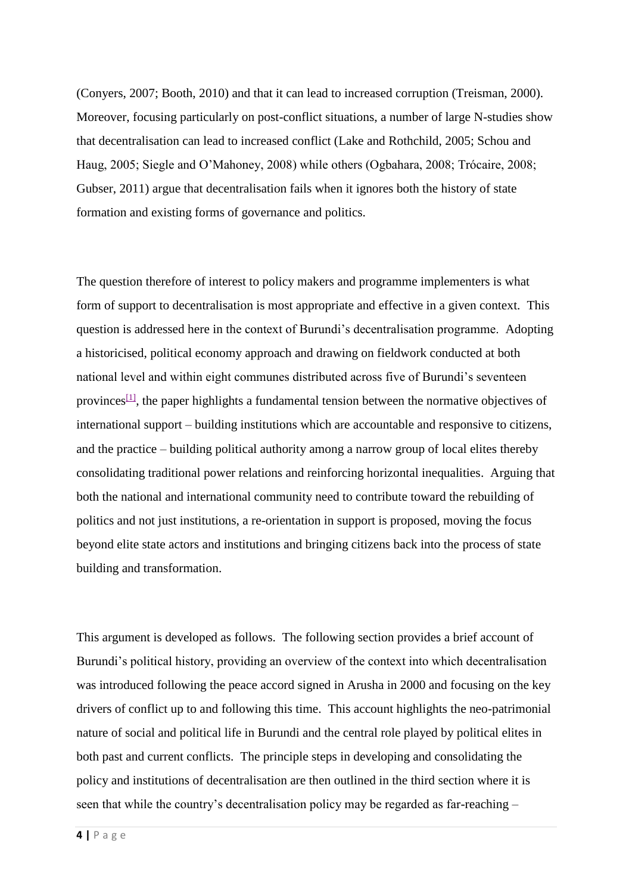(Conyers, 2007; Booth, 2010) and that it can lead to increased corruption (Treisman, 2000). Moreover, focusing particularly on post-conflict situations, a number of large N-studies show that decentralisation can lead to increased conflict (Lake and Rothchild, 2005; Schou and Haug, 2005; Siegle and O'Mahoney, 2008) while others (Ogbahara, 2008; Trócaire, 2008; Gubser, 2011) argue that decentralisation fails when it ignores both the history of state formation and existing forms of governance and politics.

The question therefore of interest to policy makers and programme implementers is what form of support to decentralisation is most appropriate and effective in a given context. This question is addressed here in the context of Burundi's decentralisation programme. Adopting a historicised, political economy approach and drawing on fieldwork conducted at both national level and within eight communes distributed across five of Burundi's seventeen provinces[1], the paper highlights a fundamental tension between the normative objectives of international support – building institutions which are accountable and responsive to citizens, and the practice – building political authority among a narrow group of local elites thereby consolidating traditional power relations and reinforcing horizontal inequalities. Arguing that both the national and international community need to contribute toward the rebuilding of politics and not just institutions, a re-orientation in support is proposed, moving the focus beyond elite state actors and institutions and bringing citizens back into the process of state building and transformation.

This argument is developed as follows. The following section provides a brief account of Burundi's political history, providing an overview of the context into which decentralisation was introduced following the peace accord signed in Arusha in 2000 and focusing on the key drivers of conflict up to and following this time. This account highlights the neo-patrimonial nature of social and political life in Burundi and the central role played by political elites in both past and current conflicts. The principle steps in developing and consolidating the policy and institutions of decentralisation are then outlined in the third section where it is seen that while the country's decentralisation policy may be regarded as far-reaching –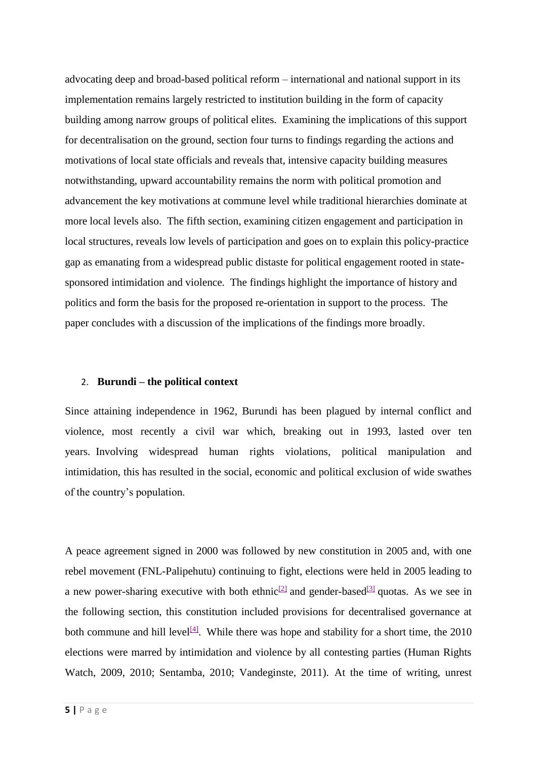advocating deep and broad-based political reform – international and national support in its implementation remains largely restricted to institution building in the form of capacity building among narrow groups of political elites. Examining the implications of this support for decentralisation on the ground, section four turns to findings regarding the actions and motivations of local state officials and reveals that, intensive capacity building measures notwithstanding, upward accountability remains the norm with political promotion and advancement the key motivations at commune level while traditional hierarchies dominate at more local levels also. The fifth section, examining citizen engagement and participation in local structures, reveals low levels of participation and goes on to explain this policy-practice gap as emanating from a widespread public distaste for political engagement rooted in state-sponsored intimidation and violence. The findings highlight the importance of history and politics and form the basis for the proposed re-orientation in support to the process. The paper concludes with a discussion of the implications of the findings more broadly.

## 2. Burundi – the political context

Since attaining independence in 1962, Burundi has been plagued by internal conflict and violence, most recently a civil war which, breaking out in 1993, lasted over ten years. Involving widespread human rights violations, political manipulation and intimidation, this has resulted in the social, economic and political exclusion of wide swathes of the country's population.

A peace agreement signed in 2000 was followed by new constitution in 2005 and, with one rebel movement (FNL-Palipehutu) continuing to fight, elections were held in 2005 leading to a new power-sharing executive with both ethnic[2] and gender-based[3] quotas. As we see in the following section, this constitution included provisions for decentralised governance at both commune and hill level[4]. While there was hope and stability for a short time, the 2010 elections were marred by intimidation and violence by all contesting parties (Human Rights Watch, 2009, 2010; Sentamba, 2010; Vandeginste, 2011). At the time of writing, unrest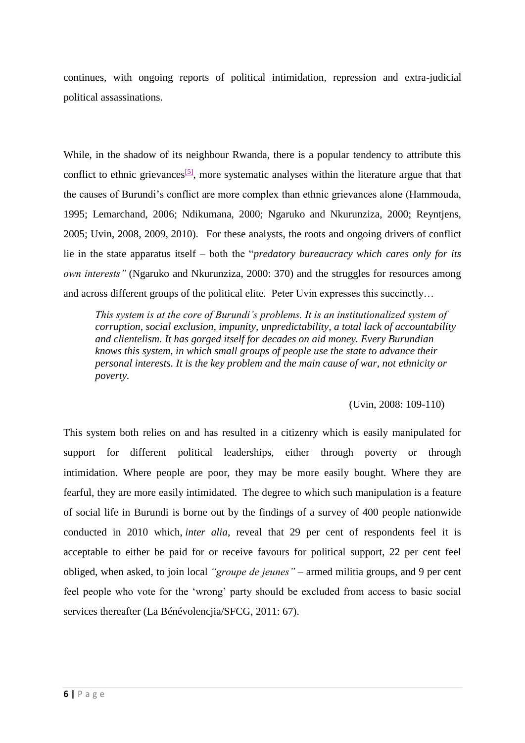continues, with ongoing reports of political intimidation, repression and extra-judicial political assassinations.

While, in the shadow of its neighbour Rwanda, there is a popular tendency to attribute this conflict to ethnic grievances[5], more systematic analyses within the literature argue that that the causes of Burundi's conflict are more complex than ethnic grievances alone (Hammouda, 1995; Lemarchand, 2006; Ndikumana, 2000; Ngaruko and Nkurunziza, 2000; Reyntjens, 2005; Uvin, 2008, 2009, 2010). For these analysts, the roots and ongoing drivers of conflict lie in the state apparatus itself – both the "*predatory bureaucracy which cares only for its own interests"* (Ngaruko and Nkurunziza, 2000: 370) and the struggles for resources among and across different groups of the political elite. Peter Uvin expresses this succinctly…

> *This system is at the core of Burundi's problems. It is an institutionalized system of corruption, social exclusion, impunity, unpredictability, a total lack of accountability and clientelism. It has gorged itself for decades on aid money. Every Burundian knows this system, in which small groups of people use the state to advance their personal interests. It is the key problem and the main cause of war, not ethnicity or poverty.*
>
> (Uvin, 2008: 109-110)

This system both relies on and has resulted in a citizenry which is easily manipulated for support for different political leaderships, either through poverty or through intimidation. Where people are poor, they may be more easily bought. Where they are fearful, they are more easily intimidated. The degree to which such manipulation is a feature of social life in Burundi is borne out by the findings of a survey of 400 people nationwide conducted in 2010 which, *inter alia*, reveal that 29 per cent of respondents feel it is acceptable to either be paid for or receive favours for political support, 22 per cent feel obliged, when asked, to join local *"groupe de jeunes"* – armed militia groups, and 9 per cent feel people who vote for the 'wrong' party should be excluded from access to basic social services thereafter (La Bénévolencjia/SFCG, 2011: 67).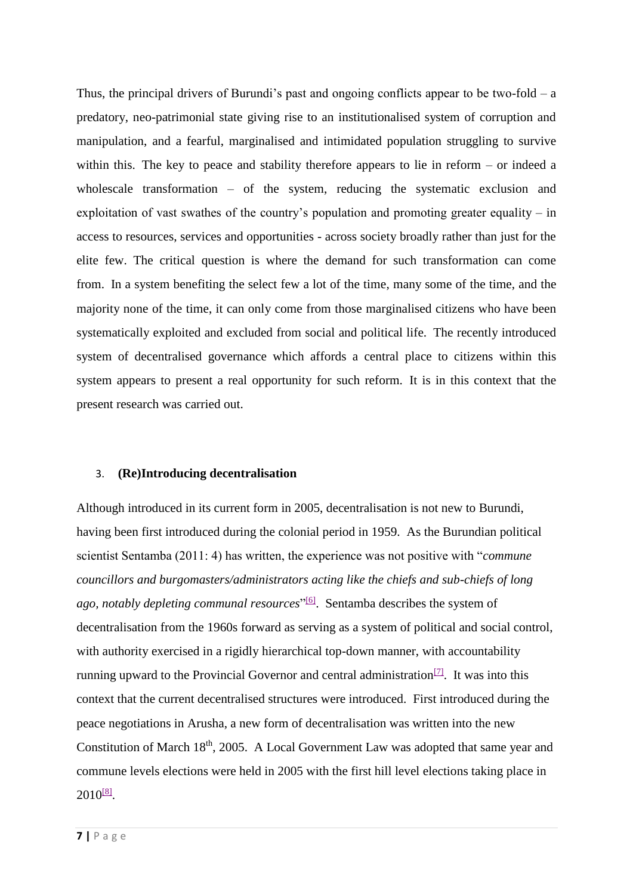Thus, the principal drivers of Burundi's past and ongoing conflicts appear to be two-fold – a predatory, neo-patrimonial state giving rise to an institutionalised system of corruption and manipulation, and a fearful, marginalised and intimidated population struggling to survive within this. The key to peace and stability therefore appears to lie in reform – or indeed a wholescale transformation – of the system, reducing the systematic exclusion and exploitation of vast swathes of the country's population and promoting greater equality – in access to resources, services and opportunities - across society broadly rather than just for the elite few. The critical question is where the demand for such transformation can come from. In a system benefiting the select few a lot of the time, many some of the time, and the majority none of the time, it can only come from those marginalised citizens who have been systematically exploited and excluded from social and political life. The recently introduced system of decentralised governance which affords a central place to citizens within this system appears to present a real opportunity for such reform. It is in this context that the present research was carried out.

## 3. (Re)Introducing decentralisation

Although introduced in its current form in 2005, decentralisation is not new to Burundi, having been first introduced during the colonial period in 1959. As the Burundian political scientist Sentamba (2011: 4) has written, the experience was not positive with "*commune councillors and burgomasters/administrators acting like the chiefs and sub-chiefs of long ago, notably depleting communal resources*"[6]. Sentamba describes the system of decentralisation from the 1960s forward as serving as a system of political and social control, with authority exercised in a rigidly hierarchical top-down manner, with accountability running upward to the Provincial Governor and central administration[7]. It was into this context that the current decentralised structures were introduced. First introduced during the peace negotiations in Arusha, a new form of decentralisation was written into the new Constitution of March 18th, 2005. A Local Government Law was adopted that same year and commune levels elections were held in 2005 with the first hill level elections taking place in 2010[8].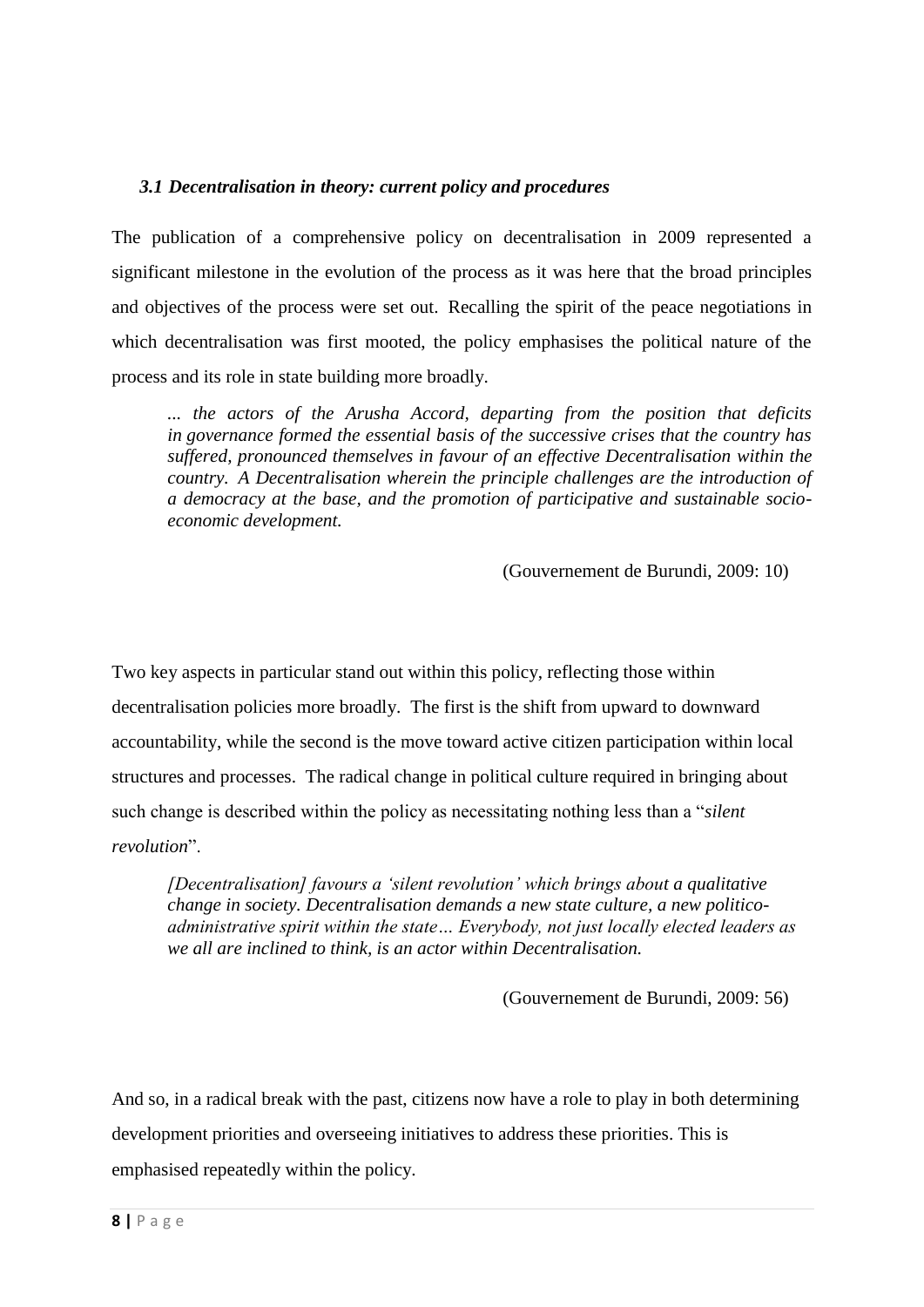### *3.1 Decentralisation in theory: current policy and procedures*

The publication of a comprehensive policy on decentralisation in 2009 represented a significant milestone in the evolution of the process as it was here that the broad principles and objectives of the process were set out. Recalling the spirit of the peace negotiations in which decentralisation was first mooted, the policy emphasises the political nature of the process and its role in state building more broadly.

> *... the actors of the Arusha Accord, departing from the position that deficits in governance formed the essential basis of the successive crises that the country has suffered, pronounced themselves in favour of an effective Decentralisation within the country. A Decentralisation wherein the principle challenges are the introduction of a democracy at the base, and the promotion of participative and sustainable socio-economic development.*
>
> (Gouvernement de Burundi, 2009: 10)

Two key aspects in particular stand out within this policy, reflecting those within decentralisation policies more broadly. The first is the shift from upward to downward accountability, while the second is the move toward active citizen participation within local structures and processes. The radical change in political culture required in bringing about such change is described within the policy as necessitating nothing less than a "*silent revolution*".

> *[Decentralisation] favours a 'silent revolution' which brings about a qualitative change in society. Decentralisation demands a new state culture, a new politico-administrative spirit within the state… Everybody, not just locally elected leaders as we all are inclined to think, is an actor within Decentralisation.*
>
> (Gouvernement de Burundi, 2009: 56)

And so, in a radical break with the past, citizens now have a role to play in both determining development priorities and overseeing initiatives to address these priorities. This is emphasised repeatedly within the policy.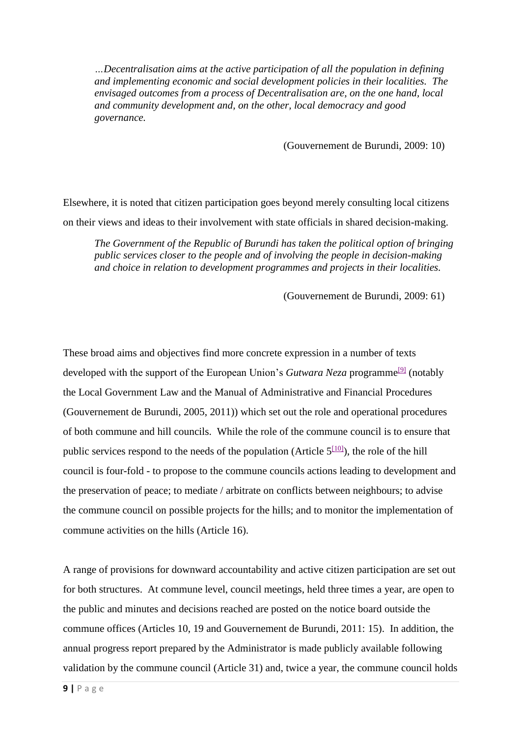> *…Decentralisation aims at the active participation of all the population in defining and implementing economic and social development policies in their localities. The envisaged outcomes from a process of Decentralisation are, on the one hand, local and community development and, on the other, local democracy and good governance.*
>
> (Gouvernement de Burundi, 2009: 10)

Elsewhere, it is noted that citizen participation goes beyond merely consulting local citizens on their views and ideas to their involvement with state officials in shared decision-making.

> *The Government of the Republic of Burundi has taken the political option of bringing public services closer to the people and of involving the people in decision-making and choice in relation to development programmes and projects in their localities.*
>
> (Gouvernement de Burundi, 2009: 61)

These broad aims and objectives find more concrete expression in a number of texts developed with the support of the European Union's *Gutwara Neza* programme[9] (notably the Local Government Law and the Manual of Administrative and Financial Procedures (Gouvernement de Burundi, 2005, 2011)) which set out the role and operational procedures of both commune and hill councils. While the role of the commune council is to ensure that public services respond to the needs of the population (Article 5[10]), the role of the hill council is four-fold - to propose to the commune councils actions leading to development and the preservation of peace; to mediate / arbitrate on conflicts between neighbours; to advise the commune council on possible projects for the hills; and to monitor the implementation of commune activities on the hills (Article 16).

A range of provisions for downward accountability and active citizen participation are set out for both structures. At commune level, council meetings, held three times a year, are open to the public and minutes and decisions reached are posted on the notice board outside the commune offices (Articles 10, 19 and Gouvernement de Burundi, 2011: 15). In addition, the annual progress report prepared by the Administrator is made publicly available following validation by the commune council (Article 31) and, twice a year, the commune council holds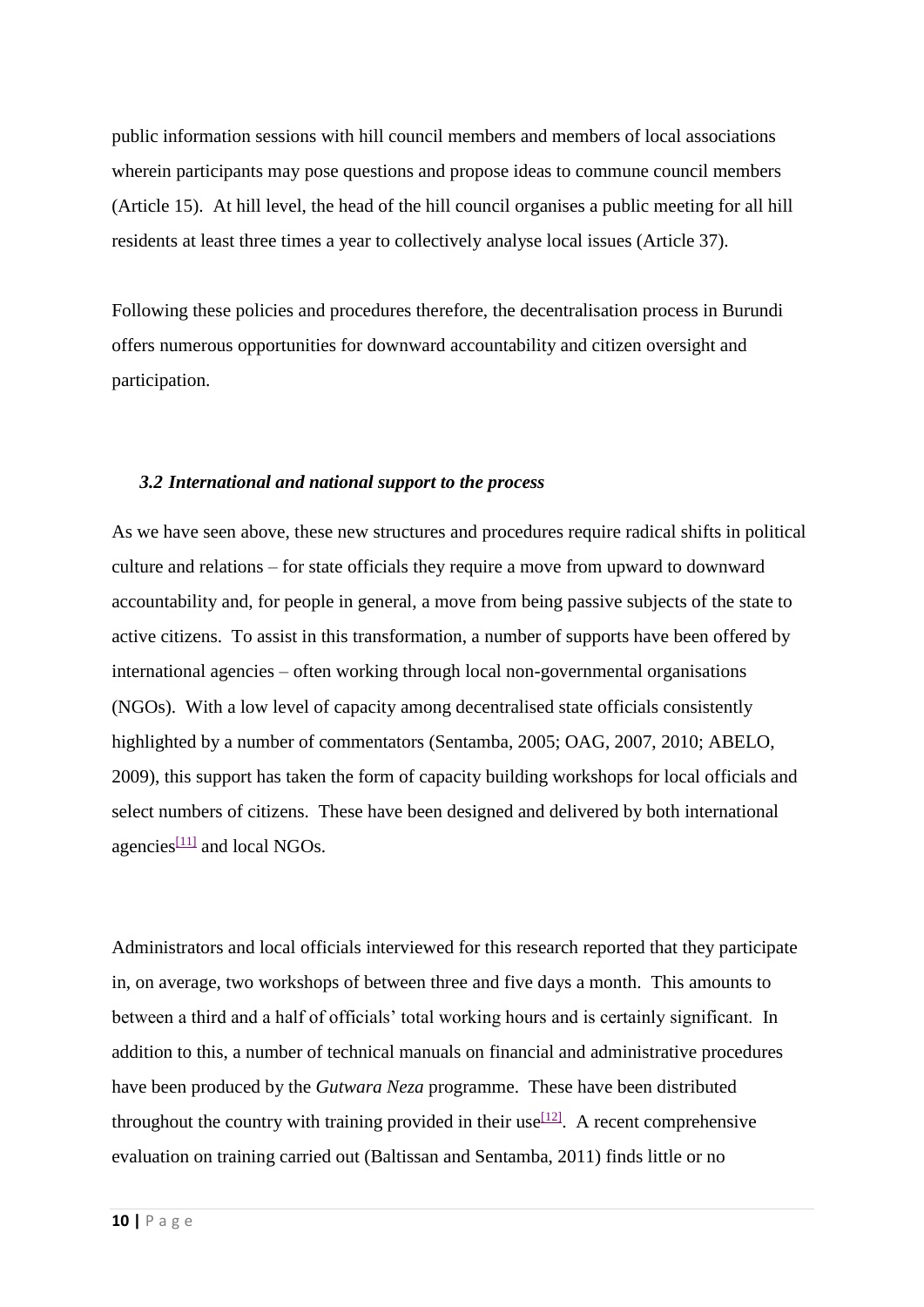public information sessions with hill council members and members of local associations wherein participants may pose questions and propose ideas to commune council members (Article 15). At hill level, the head of the hill council organises a public meeting for all hill residents at least three times a year to collectively analyse local issues (Article 37).

Following these policies and procedures therefore, the decentralisation process in Burundi offers numerous opportunities for downward accountability and citizen oversight and participation.

### *3.2 International and national support to the process*

As we have seen above, these new structures and procedures require radical shifts in political culture and relations – for state officials they require a move from upward to downward accountability and, for people in general, a move from being passive subjects of the state to active citizens. To assist in this transformation, a number of supports have been offered by international agencies – often working through local non-governmental organisations (NGOs). With a low level of capacity among decentralised state officials consistently highlighted by a number of commentators (Sentamba, 2005; OAG, 2007, 2010; ABELO, 2009), this support has taken the form of capacity building workshops for local officials and select numbers of citizens. These have been designed and delivered by both international agencies[11] and local NGOs.

Administrators and local officials interviewed for this research reported that they participate in, on average, two workshops of between three and five days a month. This amounts to between a third and a half of officials' total working hours and is certainly significant. In addition to this, a number of technical manuals on financial and administrative procedures have been produced by the *Gutwara Neza* programme. These have been distributed throughout the country with training provided in their use[12]. A recent comprehensive evaluation on training carried out (Baltissan and Sentamba, 2011) finds little or no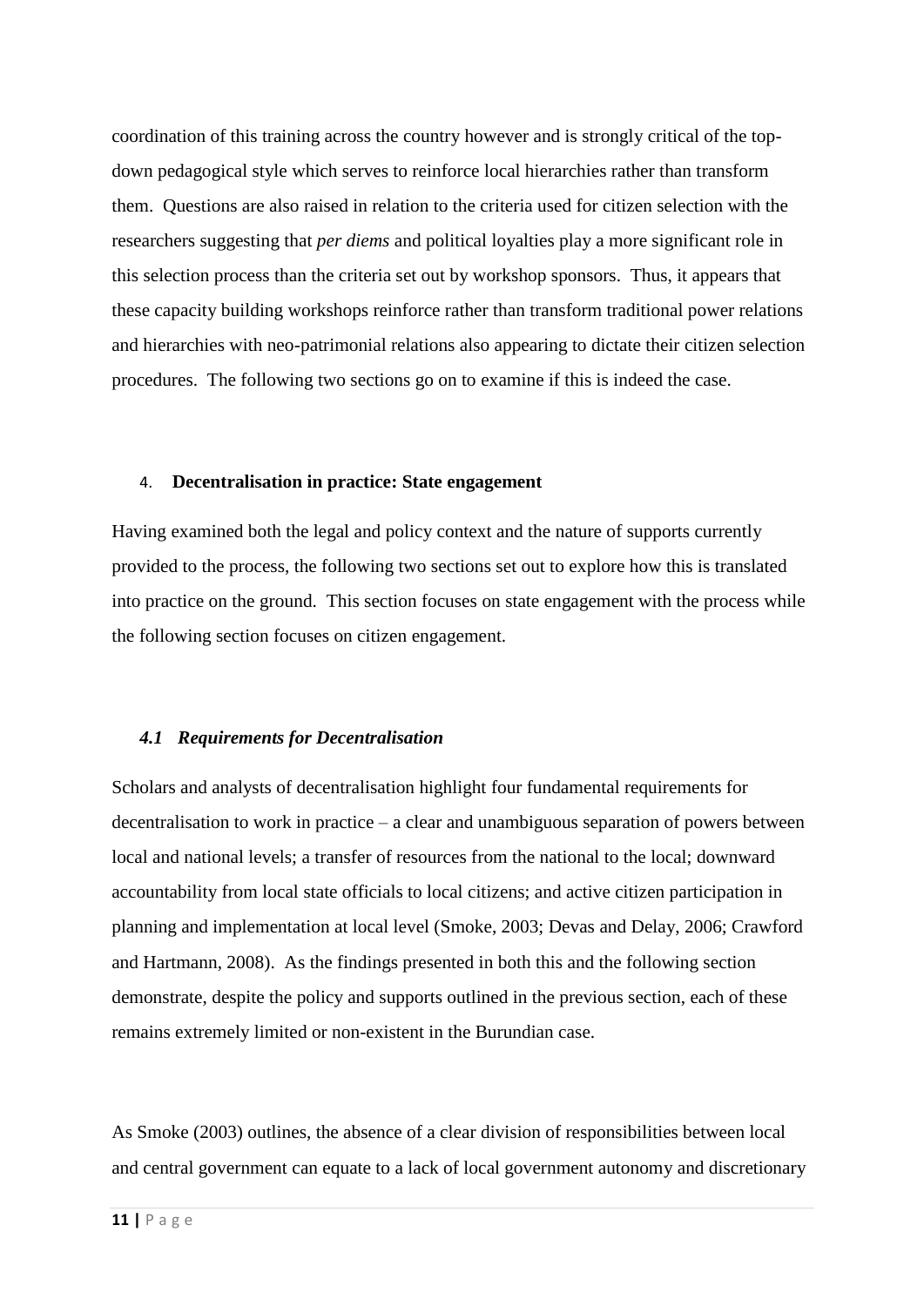coordination of this training across the country however and is strongly critical of the top-down pedagogical style which serves to reinforce local hierarchies rather than transform them. Questions are also raised in relation to the criteria used for citizen selection with the researchers suggesting that *per diems* and political loyalties play a more significant role in this selection process than the criteria set out by workshop sponsors. Thus, it appears that these capacity building workshops reinforce rather than transform traditional power relations and hierarchies with neo-patrimonial relations also appearing to dictate their citizen selection procedures. The following two sections go on to examine if this is indeed the case.

## 4. Decentralisation in practice: State engagement

Having examined both the legal and policy context and the nature of supports currently provided to the process, the following two sections set out to explore how this is translated into practice on the ground. This section focuses on state engagement with the process while the following section focuses on citizen engagement.

### *4.1 Requirements for Decentralisation*

Scholars and analysts of decentralisation highlight four fundamental requirements for decentralisation to work in practice – a clear and unambiguous separation of powers between local and national levels; a transfer of resources from the national to the local; downward accountability from local state officials to local citizens; and active citizen participation in planning and implementation at local level (Smoke, 2003; Devas and Delay, 2006; Crawford and Hartmann, 2008). As the findings presented in both this and the following section demonstrate, despite the policy and supports outlined in the previous section, each of these remains extremely limited or non-existent in the Burundian case.

As Smoke (2003) outlines, the absence of a clear division of responsibilities between local and central government can equate to a lack of local government autonomy and discretionary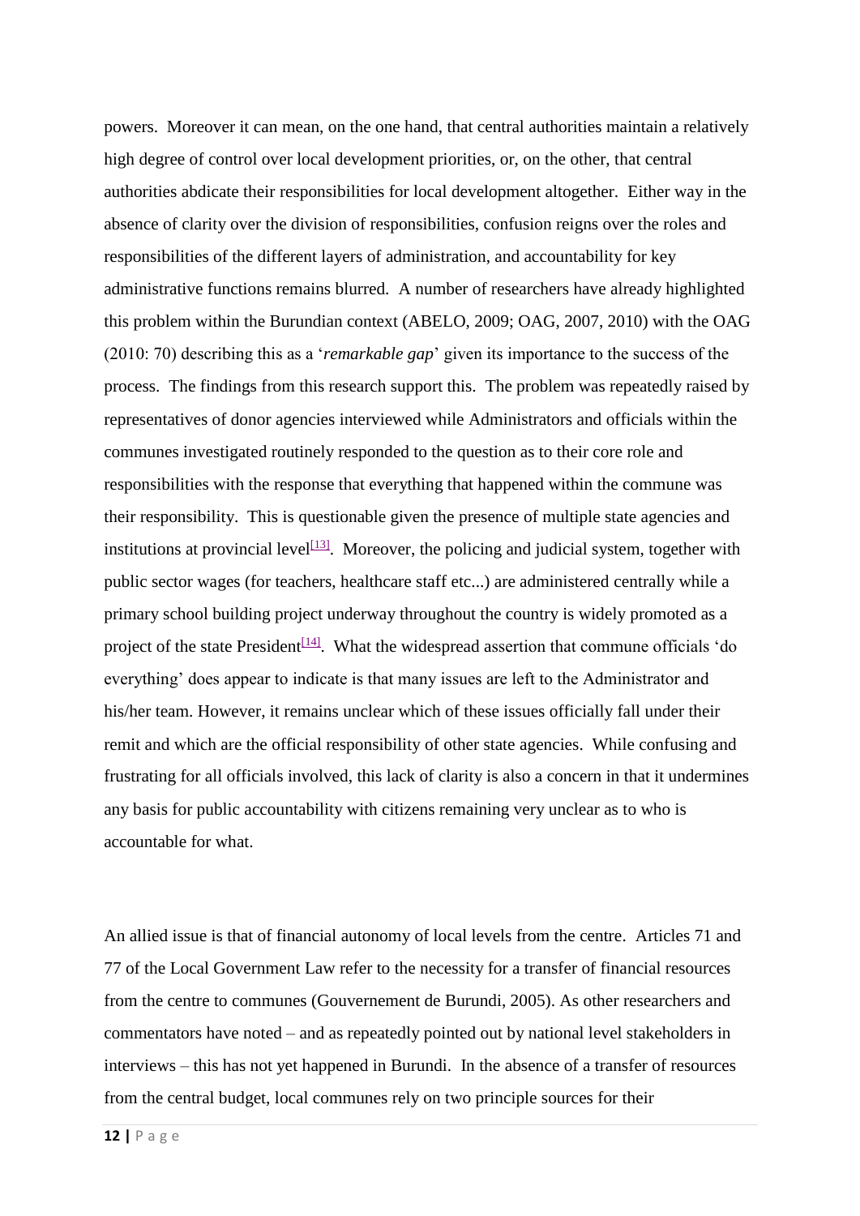powers. Moreover it can mean, on the one hand, that central authorities maintain a relatively high degree of control over local development priorities, or, on the other, that central authorities abdicate their responsibilities for local development altogether. Either way in the absence of clarity over the division of responsibilities, confusion reigns over the roles and responsibilities of the different layers of administration, and accountability for key administrative functions remains blurred. A number of researchers have already highlighted this problem within the Burundian context (ABELO, 2009; OAG, 2007, 2010) with the OAG (2010: 70) describing this as a '*remarkable gap*' given its importance to the success of the process. The findings from this research support this. The problem was repeatedly raised by representatives of donor agencies interviewed while Administrators and officials within the communes investigated routinely responded to the question as to their core role and responsibilities with the response that everything that happened within the commune was their responsibility. This is questionable given the presence of multiple state agencies and institutions at provincial level[13]. Moreover, the policing and judicial system, together with public sector wages (for teachers, healthcare staff etc...) are administered centrally while a primary school building project underway throughout the country is widely promoted as a project of the state President[14]. What the widespread assertion that commune officials 'do everything' does appear to indicate is that many issues are left to the Administrator and his/her team. However, it remains unclear which of these issues officially fall under their remit and which are the official responsibility of other state agencies. While confusing and frustrating for all officials involved, this lack of clarity is also a concern in that it undermines any basis for public accountability with citizens remaining very unclear as to who is accountable for what.

An allied issue is that of financial autonomy of local levels from the centre. Articles 71 and 77 of the Local Government Law refer to the necessity for a transfer of financial resources from the centre to communes (Gouvernement de Burundi, 2005). As other researchers and commentators have noted – and as repeatedly pointed out by national level stakeholders in interviews – this has not yet happened in Burundi. In the absence of a transfer of resources from the central budget, local communes rely on two principle sources for their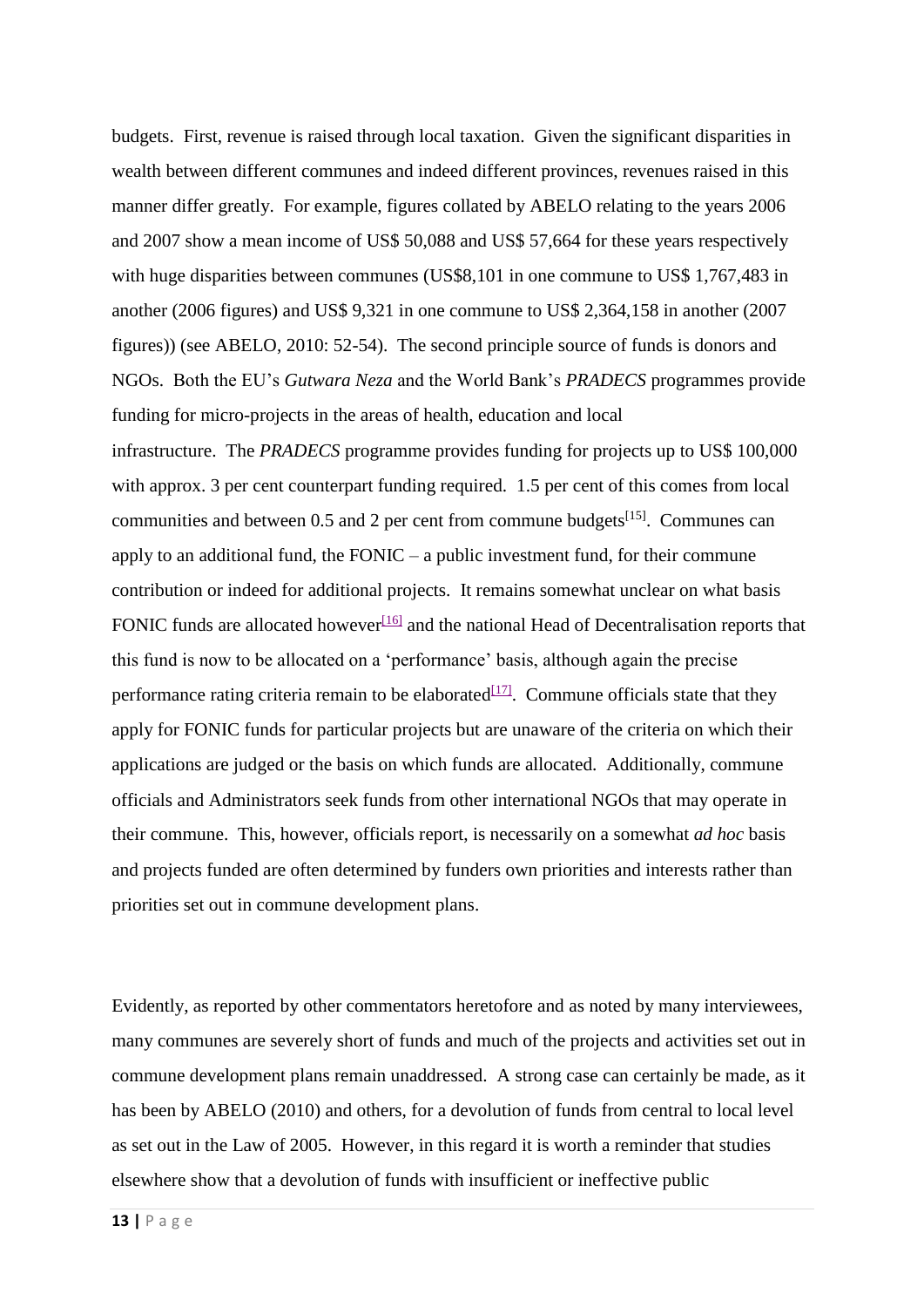budgets. First, revenue is raised through local taxation. Given the significant disparities in wealth between different communes and indeed different provinces, revenues raised in this manner differ greatly. For example, figures collated by ABELO relating to the years 2006 and 2007 show a mean income of US$ 50,088 and US$ 57,664 for these years respectively with huge disparities between communes (US$8,101 in one commune to US$ 1,767,483 in another (2006 figures) and US$ 9,321 in one commune to US$ 2,364,158 in another (2007 figures)) (see ABELO, 2010: 52-54). The second principle source of funds is donors and NGOs. Both the EU's *Gutwara Neza* and the World Bank's *PRADECS* programmes provide funding for micro-projects in the areas of health, education and local infrastructure. The *PRADECS* programme provides funding for projects up to US$ 100,000 with approx. 3 per cent counterpart funding required. 1.5 per cent of this comes from local communities and between 0.5 and 2 per cent from commune budgets[15]. Communes can apply to an additional fund, the FONIC – a public investment fund, for their commune contribution or indeed for additional projects. It remains somewhat unclear on what basis FONIC funds are allocated however[16] and the national Head of Decentralisation reports that this fund is now to be allocated on a 'performance' basis, although again the precise performance rating criteria remain to be elaborated[17]. Commune officials state that they apply for FONIC funds for particular projects but are unaware of the criteria on which their applications are judged or the basis on which funds are allocated. Additionally, commune officials and Administrators seek funds from other international NGOs that may operate in their commune. This, however, officials report, is necessarily on a somewhat *ad hoc* basis and projects funded are often determined by funders own priorities and interests rather than priorities set out in commune development plans.

Evidently, as reported by other commentators heretofore and as noted by many interviewees, many communes are severely short of funds and much of the projects and activities set out in commune development plans remain unaddressed. A strong case can certainly be made, as it has been by ABELO (2010) and others, for a devolution of funds from central to local level as set out in the Law of 2005. However, in this regard it is worth a reminder that studies elsewhere show that a devolution of funds with insufficient or ineffective public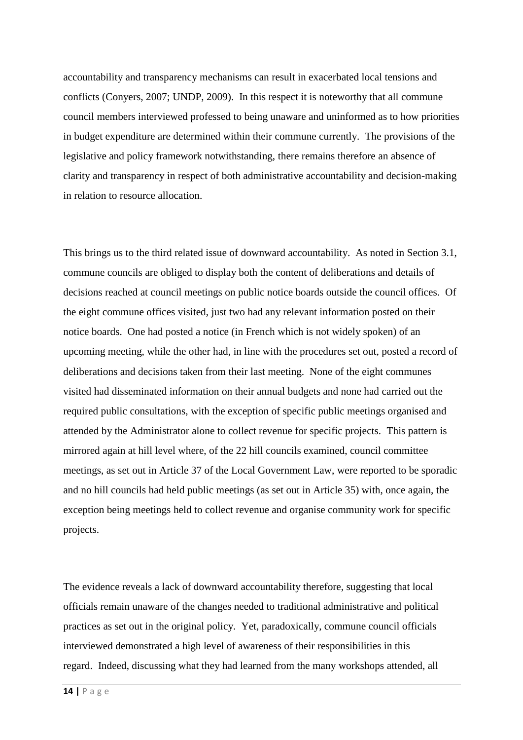accountability and transparency mechanisms can result in exacerbated local tensions and conflicts (Conyers, 2007; UNDP, 2009). In this respect it is noteworthy that all commune council members interviewed professed to being unaware and uninformed as to how priorities in budget expenditure are determined within their commune currently. The provisions of the legislative and policy framework notwithstanding, there remains therefore an absence of clarity and transparency in respect of both administrative accountability and decision-making in relation to resource allocation.

This brings us to the third related issue of downward accountability. As noted in Section 3.1, commune councils are obliged to display both the content of deliberations and details of decisions reached at council meetings on public notice boards outside the council offices. Of the eight commune offices visited, just two had any relevant information posted on their notice boards. One had posted a notice (in French which is not widely spoken) of an upcoming meeting, while the other had, in line with the procedures set out, posted a record of deliberations and decisions taken from their last meeting. None of the eight communes visited had disseminated information on their annual budgets and none had carried out the required public consultations, with the exception of specific public meetings organised and attended by the Administrator alone to collect revenue for specific projects. This pattern is mirrored again at hill level where, of the 22 hill councils examined, council committee meetings, as set out in Article 37 of the Local Government Law, were reported to be sporadic and no hill councils had held public meetings (as set out in Article 35) with, once again, the exception being meetings held to collect revenue and organise community work for specific projects.

The evidence reveals a lack of downward accountability therefore, suggesting that local officials remain unaware of the changes needed to traditional administrative and political practices as set out in the original policy. Yet, paradoxically, commune council officials interviewed demonstrated a high level of awareness of their responsibilities in this regard. Indeed, discussing what they had learned from the many workshops attended, all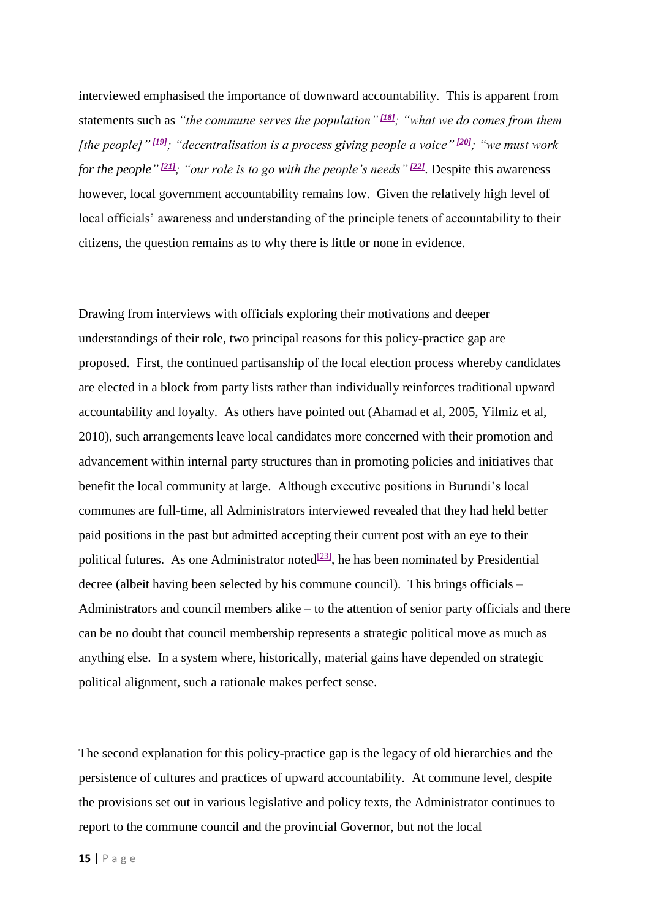interviewed emphasised the importance of downward accountability. This is apparent from statements such as *"the commune serves the population"* [18]; *"what we do comes from them [the people]"* [19]; *"decentralisation is a process giving people a voice"* [20]; *"we must work for the people"* [21]; *"our role is to go with the people's needs"* [22]. Despite this awareness however, local government accountability remains low. Given the relatively high level of local officials' awareness and understanding of the principle tenets of accountability to their citizens, the question remains as to why there is little or none in evidence.

Drawing from interviews with officials exploring their motivations and deeper understandings of their role, two principal reasons for this policy-practice gap are proposed. First, the continued partisanship of the local election process whereby candidates are elected in a block from party lists rather than individually reinforces traditional upward accountability and loyalty. As others have pointed out (Ahamad et al, 2005, Yilmiz et al, 2010), such arrangements leave local candidates more concerned with their promotion and advancement within internal party structures than in promoting policies and initiatives that benefit the local community at large. Although executive positions in Burundi's local communes are full-time, all Administrators interviewed revealed that they had held better paid positions in the past but admitted accepting their current post with an eye to their political futures. As one Administrator noted[23], he has been nominated by Presidential decree (albeit having been selected by his commune council). This brings officials – Administrators and council members alike – to the attention of senior party officials and there can be no doubt that council membership represents a strategic political move as much as anything else. In a system where, historically, material gains have depended on strategic political alignment, such a rationale makes perfect sense.

The second explanation for this policy-practice gap is the legacy of old hierarchies and the persistence of cultures and practices of upward accountability. At commune level, despite the provisions set out in various legislative and policy texts, the Administrator continues to report to the commune council and the provincial Governor, but not the local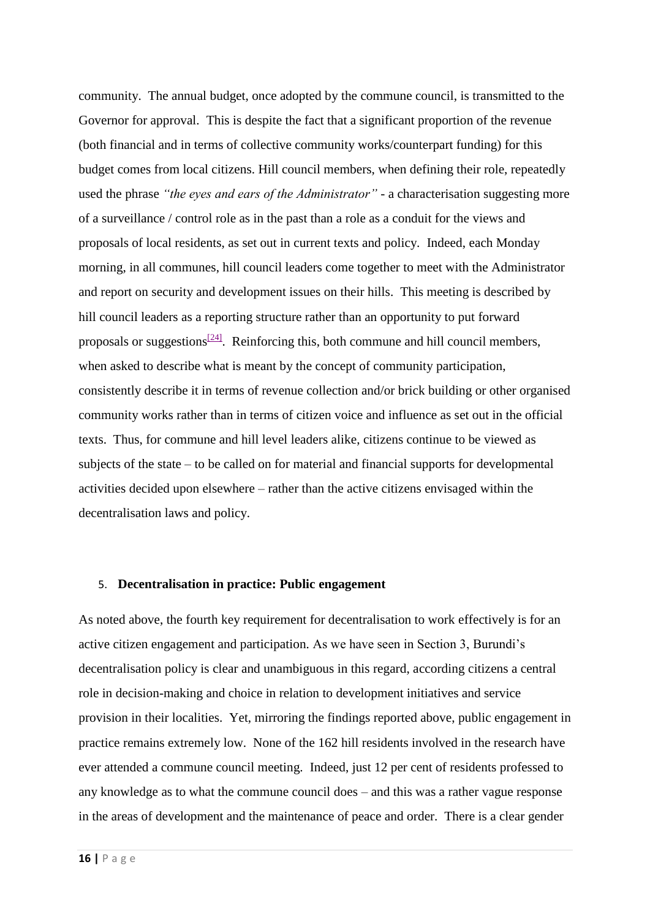community. The annual budget, once adopted by the commune council, is transmitted to the Governor for approval. This is despite the fact that a significant proportion of the revenue (both financial and in terms of collective community works/counterpart funding) for this budget comes from local citizens. Hill council members, when defining their role, repeatedly used the phrase *"the eyes and ears of the Administrator"* - a characterisation suggesting more of a surveillance / control role as in the past than a role as a conduit for the views and proposals of local residents, as set out in current texts and policy. Indeed, each Monday morning, in all communes, hill council leaders come together to meet with the Administrator and report on security and development issues on their hills. This meeting is described by hill council leaders as a reporting structure rather than an opportunity to put forward proposals or suggestions[24]. Reinforcing this, both commune and hill council members, when asked to describe what is meant by the concept of community participation, consistently describe it in terms of revenue collection and/or brick building or other organised community works rather than in terms of citizen voice and influence as set out in the official texts. Thus, for commune and hill level leaders alike, citizens continue to be viewed as subjects of the state – to be called on for material and financial supports for developmental activities decided upon elsewhere – rather than the active citizens envisaged within the decentralisation laws and policy.

## 5. **Decentralisation in practice: Public engagement**

As noted above, the fourth key requirement for decentralisation to work effectively is for an active citizen engagement and participation. As we have seen in Section 3, Burundi's decentralisation policy is clear and unambiguous in this regard, according citizens a central role in decision-making and choice in relation to development initiatives and service provision in their localities. Yet, mirroring the findings reported above, public engagement in practice remains extremely low. None of the 162 hill residents involved in the research have ever attended a commune council meeting. Indeed, just 12 per cent of residents professed to any knowledge as to what the commune council does – and this was a rather vague response in the areas of development and the maintenance of peace and order. There is a clear gender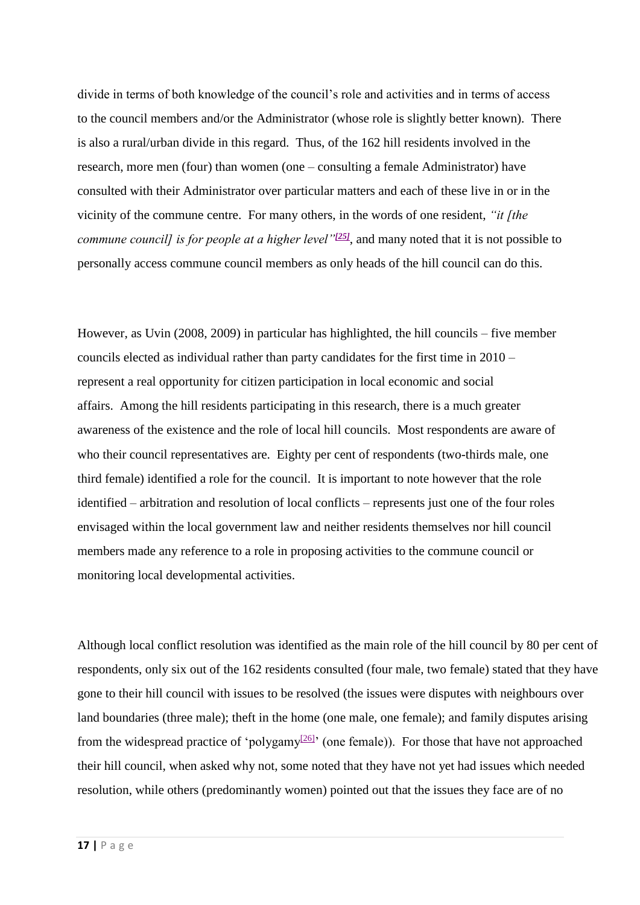divide in terms of both knowledge of the council's role and activities and in terms of access to the council members and/or the Administrator (whose role is slightly better known). There is also a rural/urban divide in this regard. Thus, of the 162 hill residents involved in the research, more men (four) than women (one – consulting a female Administrator) have consulted with their Administrator over particular matters and each of these live in or in the vicinity of the commune centre. For many others, in the words of one resident, *"it [the commune council] is for people at a higher level"*[25], and many noted that it is not possible to personally access commune council members as only heads of the hill council can do this.

However, as Uvin (2008, 2009) in particular has highlighted, the hill councils – five member councils elected as individual rather than party candidates for the first time in 2010 – represent a real opportunity for citizen participation in local economic and social affairs. Among the hill residents participating in this research, there is a much greater awareness of the existence and the role of local hill councils. Most respondents are aware of who their council representatives are. Eighty per cent of respondents (two-thirds male, one third female) identified a role for the council. It is important to note however that the role identified – arbitration and resolution of local conflicts – represents just one of the four roles envisaged within the local government law and neither residents themselves nor hill council members made any reference to a role in proposing activities to the commune council or monitoring local developmental activities.

Although local conflict resolution was identified as the main role of the hill council by 80 per cent of respondents, only six out of the 162 residents consulted (four male, two female) stated that they have gone to their hill council with issues to be resolved (the issues were disputes with neighbours over land boundaries (three male); theft in the home (one male, one female); and family disputes arising from the widespread practice of 'polygamy[26]' (one female)). For those that have not approached their hill council, when asked why not, some noted that they have not yet had issues which needed resolution, while others (predominantly women) pointed out that the issues they face are of no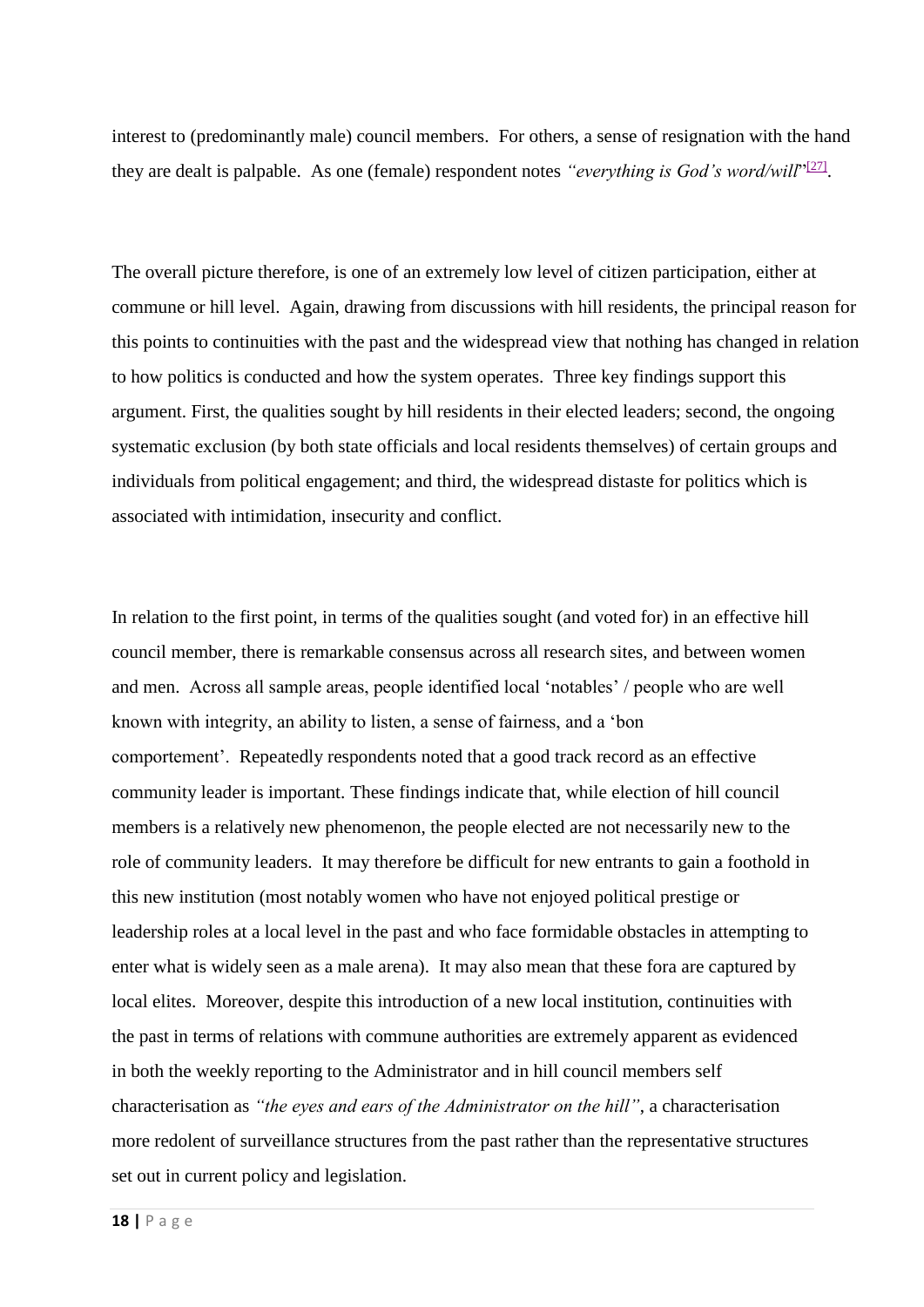interest to (predominantly male) council members. For others, a sense of resignation with the hand they are dealt is palpable. As one (female) respondent notes *"everything is God's word/will"*[27].

The overall picture therefore, is one of an extremely low level of citizen participation, either at commune or hill level. Again, drawing from discussions with hill residents, the principal reason for this points to continuities with the past and the widespread view that nothing has changed in relation to how politics is conducted and how the system operates. Three key findings support this argument. First, the qualities sought by hill residents in their elected leaders; second, the ongoing systematic exclusion (by both state officials and local residents themselves) of certain groups and individuals from political engagement; and third, the widespread distaste for politics which is associated with intimidation, insecurity and conflict.

In relation to the first point, in terms of the qualities sought (and voted for) in an effective hill council member, there is remarkable consensus across all research sites, and between women and men. Across all sample areas, people identified local 'notables' / people who are well known with integrity, an ability to listen, a sense of fairness, and a 'bon comportement'. Repeatedly respondents noted that a good track record as an effective community leader is important. These findings indicate that, while election of hill council members is a relatively new phenomenon, the people elected are not necessarily new to the role of community leaders. It may therefore be difficult for new entrants to gain a foothold in this new institution (most notably women who have not enjoyed political prestige or leadership roles at a local level in the past and who face formidable obstacles in attempting to enter what is widely seen as a male arena). It may also mean that these fora are captured by local elites. Moreover, despite this introduction of a new local institution, continuities with the past in terms of relations with commune authorities are extremely apparent as evidenced in both the weekly reporting to the Administrator and in hill council members self characterisation as *"the eyes and ears of the Administrator on the hill"*, a characterisation more redolent of surveillance structures from the past rather than the representative structures set out in current policy and legislation.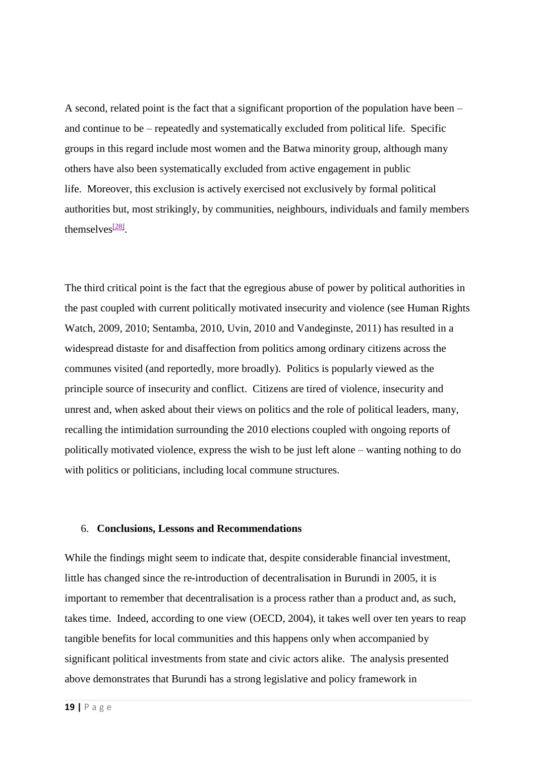A second, related point is the fact that a significant proportion of the population have been – and continue to be – repeatedly and systematically excluded from political life. Specific groups in this regard include most women and the Batwa minority group, although many others have also been systematically excluded from active engagement in public life. Moreover, this exclusion is actively exercised not exclusively by formal political authorities but, most strikingly, by communities, neighbours, individuals and family members themselves[28].

The third critical point is the fact that the egregious abuse of power by political authorities in the past coupled with current politically motivated insecurity and violence (see Human Rights Watch, 2009, 2010; Sentamba, 2010, Uvin, 2010 and Vandeginste, 2011) has resulted in a widespread distaste for and disaffection from politics among ordinary citizens across the communes visited (and reportedly, more broadly). Politics is popularly viewed as the principle source of insecurity and conflict. Citizens are tired of violence, insecurity and unrest and, when asked about their views on politics and the role of political leaders, many, recalling the intimidation surrounding the 2010 elections coupled with ongoing reports of politically motivated violence, express the wish to be just left alone – wanting nothing to do with politics or politicians, including local commune structures.

## 6. Conclusions, Lessons and Recommendations

While the findings might seem to indicate that, despite considerable financial investment, little has changed since the re-introduction of decentralisation in Burundi in 2005, it is important to remember that decentralisation is a process rather than a product and, as such, takes time. Indeed, according to one view (OECD, 2004), it takes well over ten years to reap tangible benefits for local communities and this happens only when accompanied by significant political investments from state and civic actors alike. The analysis presented above demonstrates that Burundi has a strong legislative and policy framework in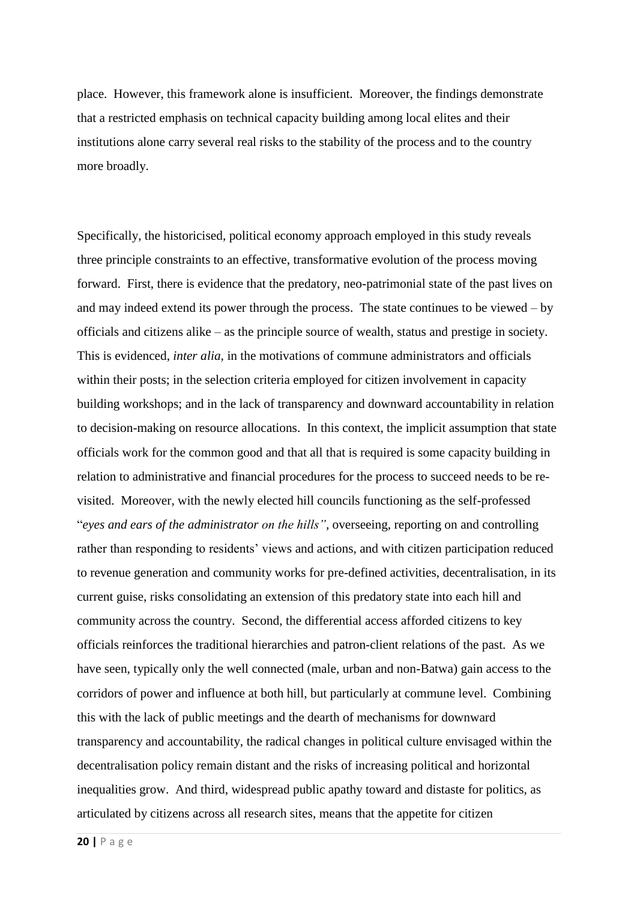place. However, this framework alone is insufficient. Moreover, the findings demonstrate that a restricted emphasis on technical capacity building among local elites and their institutions alone carry several real risks to the stability of the process and to the country more broadly.

Specifically, the historicised, political economy approach employed in this study reveals three principle constraints to an effective, transformative evolution of the process moving forward. First, there is evidence that the predatory, neo-patrimonial state of the past lives on and may indeed extend its power through the process. The state continues to be viewed – by officials and citizens alike – as the principle source of wealth, status and prestige in society. This is evidenced, *inter alia*, in the motivations of commune administrators and officials within their posts; in the selection criteria employed for citizen involvement in capacity building workshops; and in the lack of transparency and downward accountability in relation to decision-making on resource allocations. In this context, the implicit assumption that state officials work for the common good and that all that is required is some capacity building in relation to administrative and financial procedures for the process to succeed needs to be re-visited. Moreover, with the newly elected hill councils functioning as the self-professed "*eyes and ears of the administrator on the hills"*, overseeing, reporting on and controlling rather than responding to residents' views and actions, and with citizen participation reduced to revenue generation and community works for pre-defined activities, decentralisation, in its current guise, risks consolidating an extension of this predatory state into each hill and community across the country. Second, the differential access afforded citizens to key officials reinforces the traditional hierarchies and patron-client relations of the past. As we have seen, typically only the well connected (male, urban and non-Batwa) gain access to the corridors of power and influence at both hill, but particularly at commune level. Combining this with the lack of public meetings and the dearth of mechanisms for downward transparency and accountability, the radical changes in political culture envisaged within the decentralisation policy remain distant and the risks of increasing political and horizontal inequalities grow. And third, widespread public apathy toward and distaste for politics, as articulated by citizens across all research sites, means that the appetite for citizen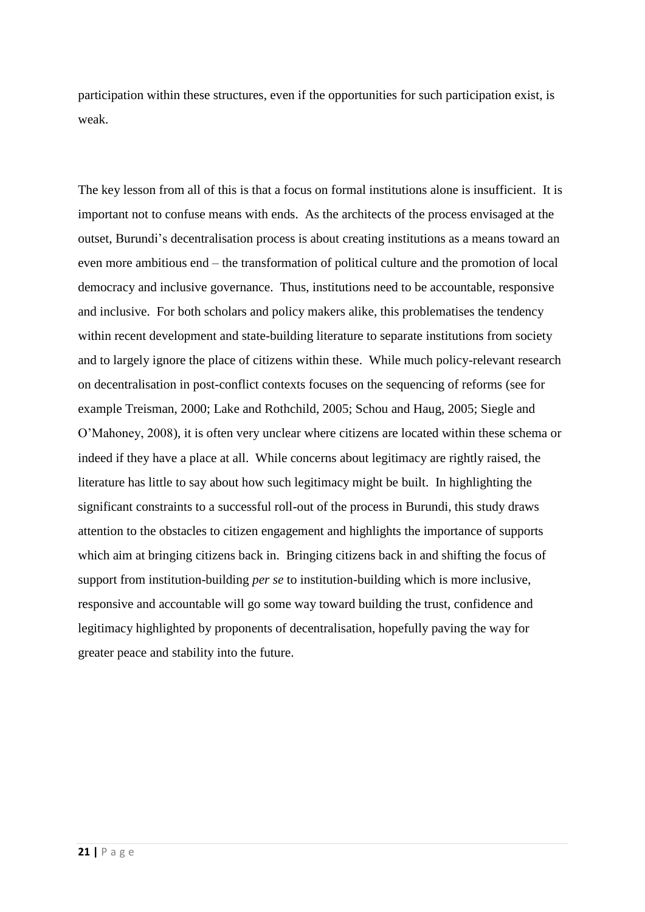participation within these structures, even if the opportunities for such participation exist, is weak.

The key lesson from all of this is that a focus on formal institutions alone is insufficient. It is important not to confuse means with ends. As the architects of the process envisaged at the outset, Burundi's decentralisation process is about creating institutions as a means toward an even more ambitious end – the transformation of political culture and the promotion of local democracy and inclusive governance. Thus, institutions need to be accountable, responsive and inclusive. For both scholars and policy makers alike, this problematises the tendency within recent development and state-building literature to separate institutions from society and to largely ignore the place of citizens within these. While much policy-relevant research on decentralisation in post-conflict contexts focuses on the sequencing of reforms (see for example Treisman, 2000; Lake and Rothchild, 2005; Schou and Haug, 2005; Siegle and O'Mahoney, 2008), it is often very unclear where citizens are located within these schema or indeed if they have a place at all. While concerns about legitimacy are rightly raised, the literature has little to say about how such legitimacy might be built. In highlighting the significant constraints to a successful roll-out of the process in Burundi, this study draws attention to the obstacles to citizen engagement and highlights the importance of supports which aim at bringing citizens back in. Bringing citizens back in and shifting the focus of support from institution-building *per se* to institution-building which is more inclusive, responsive and accountable will go some way toward building the trust, confidence and legitimacy highlighted by proponents of decentralisation, hopefully paving the way for greater peace and stability into the future.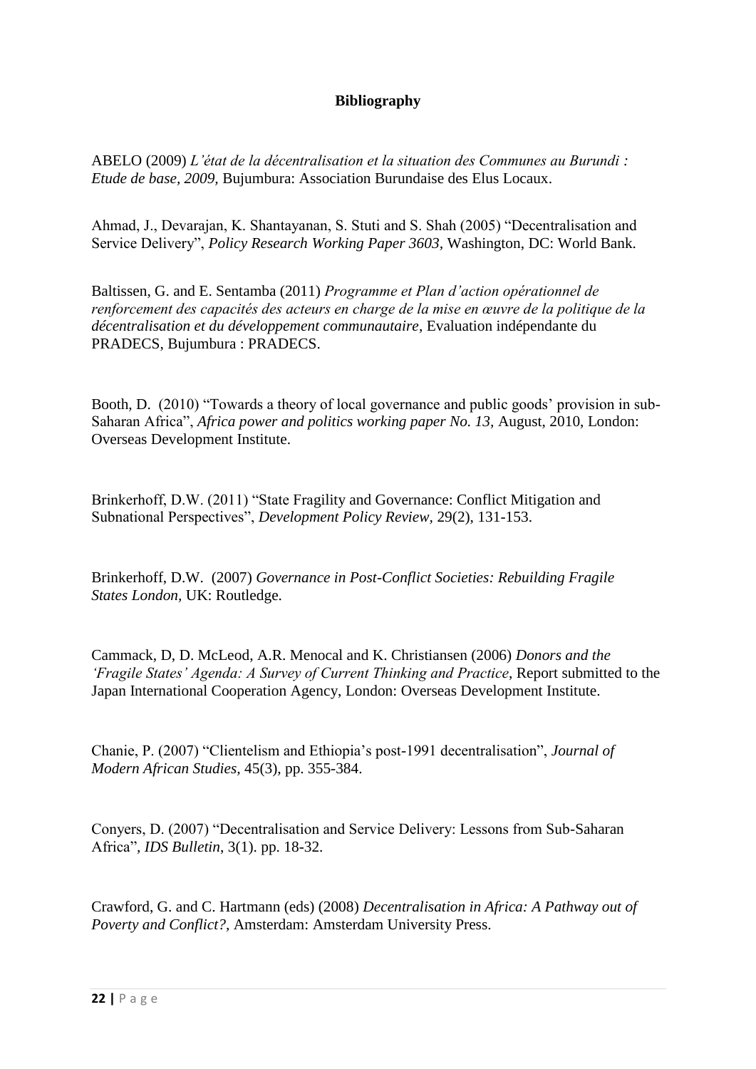**Bibliography**

ABELO (2009) *L'état de la décentralisation et la situation des Communes au Burundi : Etude de base, 2009,* Bujumbura: Association Burundaise des Elus Locaux.

Ahmad, J., Devarajan, K. Shantayanan, S. Stuti and S. Shah (2005) "Decentralisation and Service Delivery", *Policy Research Working Paper 3603*, Washington, DC: World Bank.

Baltissen, G. and E. Sentamba (2011) *Programme et Plan d'action opérationnel de renforcement des capacités des acteurs en charge de la mise en œuvre de la politique de la décentralisation et du développement communautaire*, Evaluation indépendante du PRADECS, Bujumbura : PRADECS.

Booth, D. (2010) "Towards a theory of local governance and public goods' provision in sub-Saharan Africa", *Africa power and politics working paper No. 13,* August, 2010, London: Overseas Development Institute.

Brinkerhoff, D.W. (2011) "State Fragility and Governance: Conflict Mitigation and Subnational Perspectives", *Development Policy Review*, 29(2), 131-153.

Brinkerhoff, D.W. (2007) *Governance in Post-Conflict Societies: Rebuilding Fragile States London*, UK: Routledge.

Cammack, D, D. McLeod, A.R. Menocal and K. Christiansen (2006) *Donors and the 'Fragile States' Agenda: A Survey of Current Thinking and Practice*, Report submitted to the Japan International Cooperation Agency, London: Overseas Development Institute.

Chanie, P. (2007) "Clientelism and Ethiopia's post-1991 decentralisation", *Journal of Modern African Studies*, 45(3), pp. 355-384.

Conyers, D. (2007) "Decentralisation and Service Delivery: Lessons from Sub-Saharan Africa", *IDS Bulletin*, 3(1). pp. 18-32.

Crawford, G. and C. Hartmann (eds) (2008) *Decentralisation in Africa: A Pathway out of Poverty and Conflict?*, Amsterdam: Amsterdam University Press.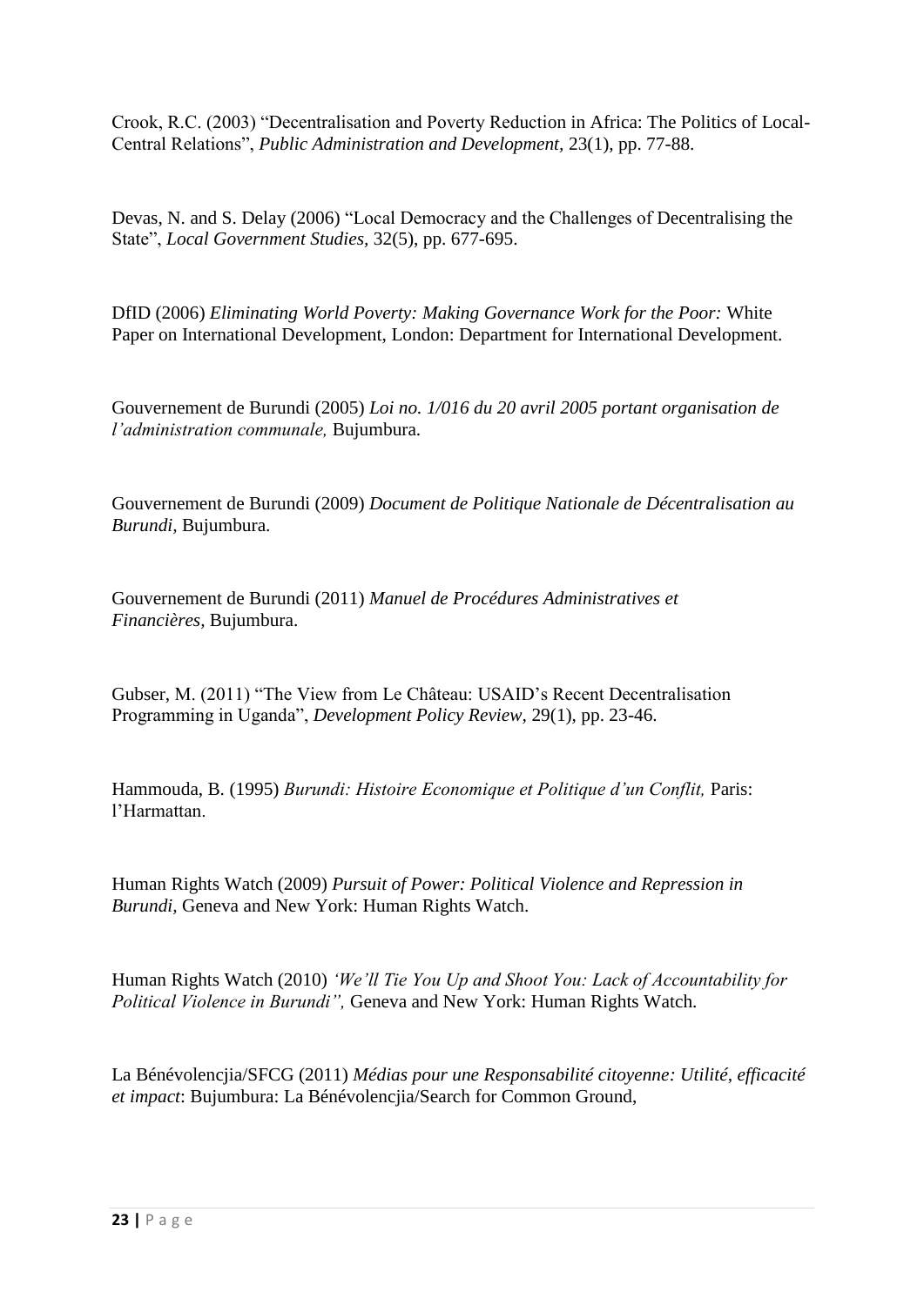Crook, R.C. (2003) “Decentralisation and Poverty Reduction in Africa: The Politics of Local-Central Relations”, *Public Administration and Development,* 23(1), pp. 77-88.

Devas, N. and S. Delay (2006) “Local Democracy and the Challenges of Decentralising the State”, *Local Government Studies,* 32(5), pp. 677-695.

DfID (2006) *Eliminating World Poverty: Making Governance Work for the Poor:* White Paper on International Development, London: Department for International Development.

Gouvernement de Burundi (2005) *Loi no. 1/016 du 20 avril 2005 portant organisation de l’administration communale,* Bujumbura.

Gouvernement de Burundi (2009) *Document de Politique Nationale de Décentralisation au Burundi,* Bujumbura.

Gouvernement de Burundi (2011) *Manuel de Procédures Administratives et Financières,* Bujumbura.

Gubser, M. (2011) “The View from Le Château: USAID’s Recent Decentralisation Programming in Uganda”, *Development Policy Review,* 29(1), pp. 23-46.

Hammouda, B. (1995) *Burundi: Histoire Economique et Politique d’un Conflit,* Paris: l’Harmattan.

Human Rights Watch (2009) *Pursuit of Power: Political Violence and Repression in Burundi,* Geneva and New York: Human Rights Watch.

Human Rights Watch (2010) *‘We’ll Tie You Up and Shoot You: Lack of Accountability for Political Violence in Burundi”,* Geneva and New York: Human Rights Watch.

La Bénévolencjia/SFCG (2011) *Médias pour une Responsabilité citoyenne: Utilité, efficacité et impact*: Bujumbura: La Bénévolencjia/Search for Common Ground,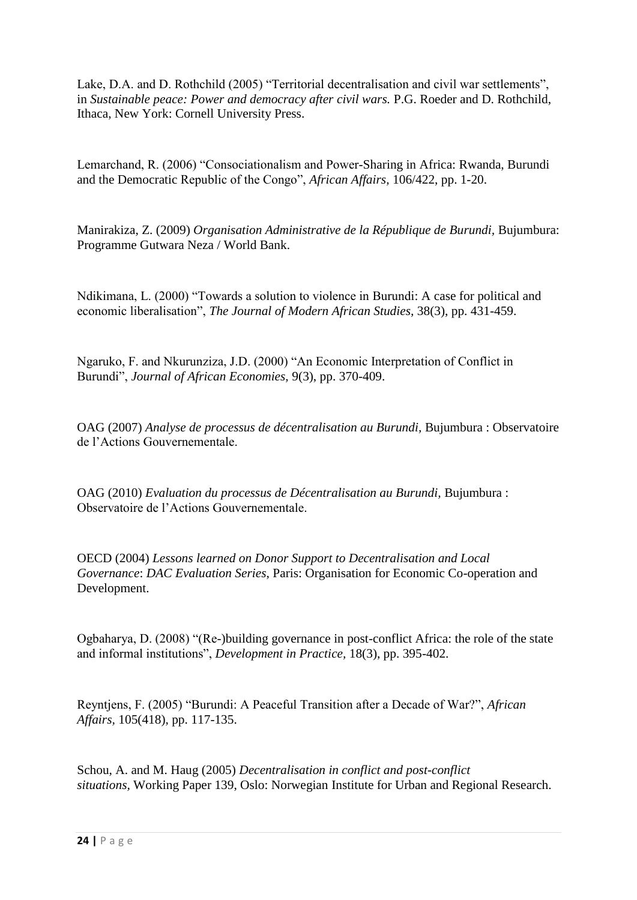Lake, D.A. and D. Rothchild (2005) "Territorial decentralisation and civil war settlements", in *Sustainable peace: Power and democracy after civil wars.* P.G. Roeder and D. Rothchild, Ithaca, New York: Cornell University Press.

Lemarchand, R. (2006) "Consociationalism and Power-Sharing in Africa: Rwanda, Burundi and the Democratic Republic of the Congo", *African Affairs,* 106/422, pp. 1-20.

Manirakiza, Z. (2009) *Organisation Administrative de la République de Burundi,* Bujumbura: Programme Gutwara Neza / World Bank.

Ndikimana, L. (2000) "Towards a solution to violence in Burundi: A case for political and economic liberalisation", *The Journal of Modern African Studies,* 38(3), pp. 431-459.

Ngaruko, F. and Nkurunziza, J.D. (2000) "An Economic Interpretation of Conflict in Burundi", *Journal of African Economies,* 9(3), pp. 370-409.

OAG (2007) *Analyse de processus de décentralisation au Burundi,* Bujumbura : Observatoire de l'Actions Gouvernementale.

OAG (2010) *Evaluation du processus de Décentralisation au Burundi,* Bujumbura : Observatoire de l'Actions Gouvernementale.

OECD (2004) *Lessons learned on Donor Support to Decentralisation and Local Governance*: *DAC Evaluation Series,* Paris: Organisation for Economic Co-operation and Development.

Ogbaharya, D. (2008) "(Re-)building governance in post-conflict Africa: the role of the state and informal institutions", *Development in Practice,* 18(3), pp. 395-402.

Reyntjens, F. (2005) "Burundi: A Peaceful Transition after a Decade of War?", *African Affairs,* 105(418), pp. 117-135.

Schou, A. and M. Haug (2005) *Decentralisation in conflict and post-conflict situations,* Working Paper 139, Oslo: Norwegian Institute for Urban and Regional Research.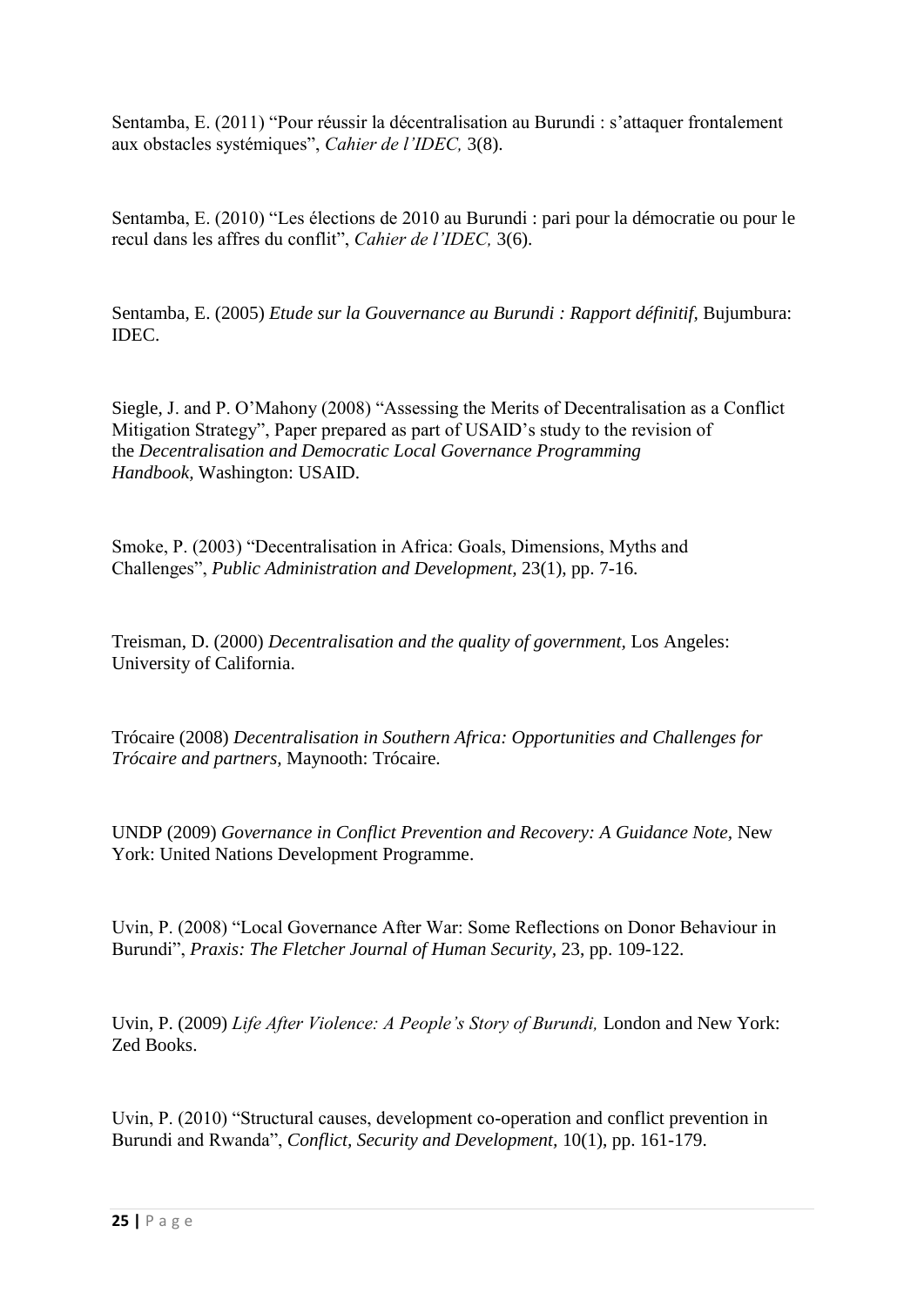Sentamba, E. (2011) "Pour réussir la décentralisation au Burundi : s'attaquer frontalement aux obstacles systémiques", *Cahier de l'IDEC,* 3(8).

Sentamba, E. (2010) "Les élections de 2010 au Burundi : pari pour la démocratie ou pour le recul dans les affres du conflit", *Cahier de l'IDEC,* 3(6).

Sentamba, E. (2005) *Etude sur la Gouvernance au Burundi : Rapport définitif*, Bujumbura: IDEC.

Siegle, J. and P. O'Mahony (2008) "Assessing the Merits of Decentralisation as a Conflict Mitigation Strategy", Paper prepared as part of USAID's study to the revision of the *Decentralisation and Democratic Local Governance Programming Handbook,* Washington: USAID.

Smoke, P. (2003) "Decentralisation in Africa: Goals, Dimensions, Myths and Challenges", *Public Administration and Development,* 23(1), pp. 7-16.

Treisman, D. (2000) *Decentralisation and the quality of government,* Los Angeles: University of California.

Trócaire (2008) *Decentralisation in Southern Africa: Opportunities and Challenges for Trócaire and partners,* Maynooth: Trócaire.

UNDP (2009) *Governance in Conflict Prevention and Recovery: A Guidance Note,* New York: United Nations Development Programme.

Uvin, P. (2008) "Local Governance After War: Some Reflections on Donor Behaviour in Burundi", *Praxis: The Fletcher Journal of Human Security,* 23, pp. 109-122.

Uvin, P. (2009) *Life After Violence: A People's Story of Burundi,* London and New York: Zed Books.

Uvin, P. (2010) "Structural causes, development co-operation and conflict prevention in Burundi and Rwanda", *Conflict, Security and Development,* 10(1), pp. 161-179.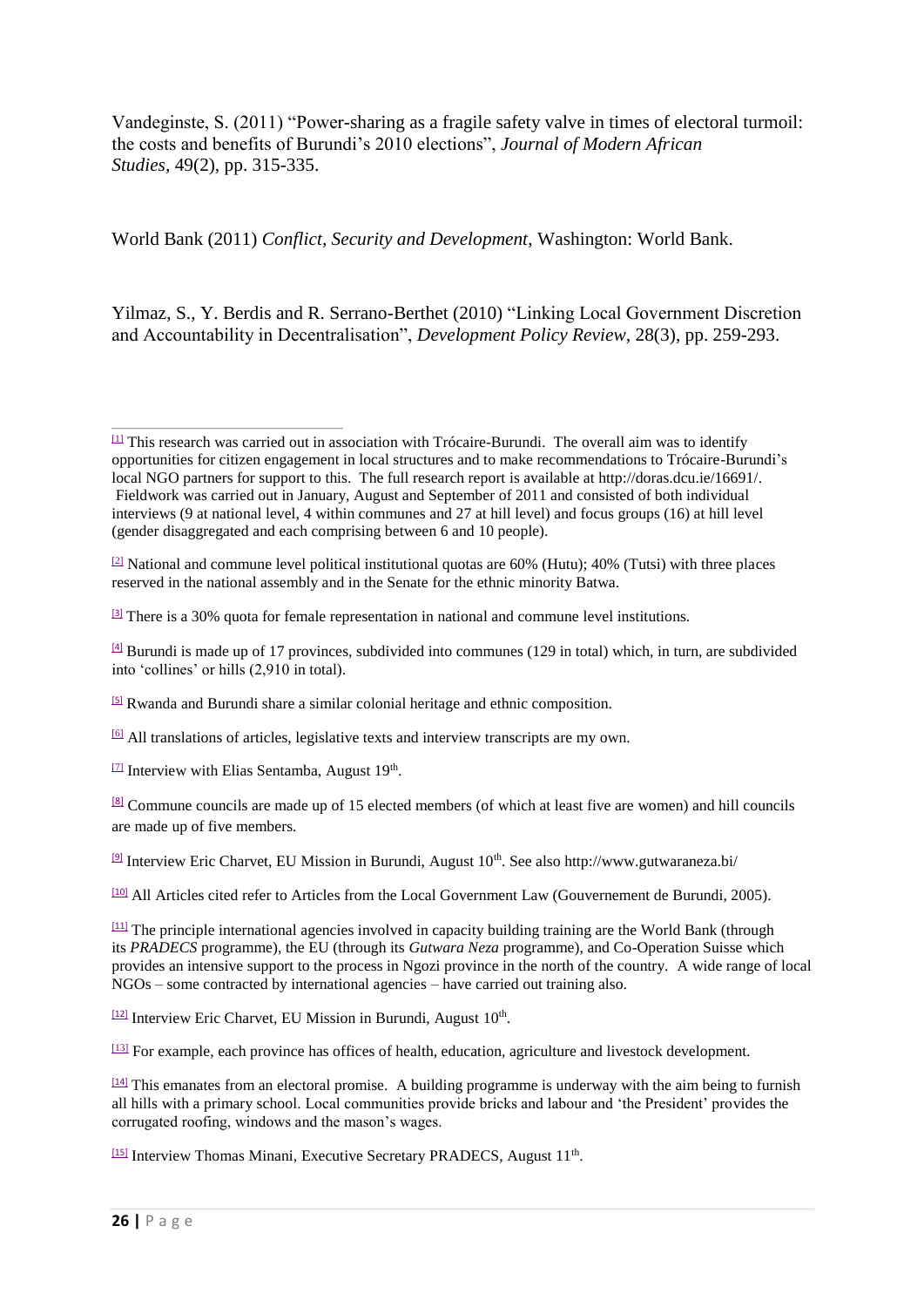Vandeginste, S. (2011) "Power-sharing as a fragile safety valve in times of electoral turmoil: the costs and benefits of Burundi's 2010 elections", *Journal of Modern African Studies*, 49(2), pp. 315-335.

World Bank (2011) *Conflict, Security and Development*, Washington: World Bank.

Yilmaz, S., Y. Berdis and R. Serrano-Berthet (2010) "Linking Local Government Discretion and Accountability in Decentralisation", *Development Policy Review*, 28(3), pp. 259-293.

---

[1] This research was carried out in association with Trócaire-Burundi. The overall aim was to identify opportunities for citizen engagement in local structures and to make recommendations to Trócaire-Burundi's local NGO partners for support to this. The full research report is available at http://doras.dcu.ie/16691/. Fieldwork was carried out in January, August and September of 2011 and consisted of both individual interviews (9 at national level, 4 within communes and 27 at hill level) and focus groups (16) at hill level (gender disaggregated and each comprising between 6 and 10 people).

[2] National and commune level political institutional quotas are 60% (Hutu); 40% (Tutsi) with three places reserved in the national assembly and in the Senate for the ethnic minority Batwa.

[3] There is a 30% quota for female representation in national and commune level institutions.

[4] Burundi is made up of 17 provinces, subdivided into communes (129 in total) which, in turn, are subdivided into 'collines' or hills (2,910 in total).

[5] Rwanda and Burundi share a similar colonial heritage and ethnic composition.

[6] All translations of articles, legislative texts and interview transcripts are my own.

[7] Interview with Elias Sentamba, August 19th.

[8] Commune councils are made up of 15 elected members (of which at least five are women) and hill councils are made up of five members.

[9] Interview Eric Charvet, EU Mission in Burundi, August 10th. See also http://www.gutwaraneza.bi/

[10] All Articles cited refer to Articles from the Local Government Law (Gouvernement de Burundi, 2005).

[11] The principle international agencies involved in capacity building training are the World Bank (through its *PRADECS* programme), the EU (through its *Gutwara Neza* programme), and Co-Operation Suisse which provides an intensive support to the process in Ngozi province in the north of the country. A wide range of local NGOs – some contracted by international agencies – have carried out training also.

[12] Interview Eric Charvet, EU Mission in Burundi, August 10th.

[13] For example, each province has offices of health, education, agriculture and livestock development.

[14] This emanates from an electoral promise. A building programme is underway with the aim being to furnish all hills with a primary school. Local communities provide bricks and labour and 'the President' provides the corrugated roofing, windows and the mason's wages.

[15] Interview Thomas Minani, Executive Secretary PRADECS, August 11th.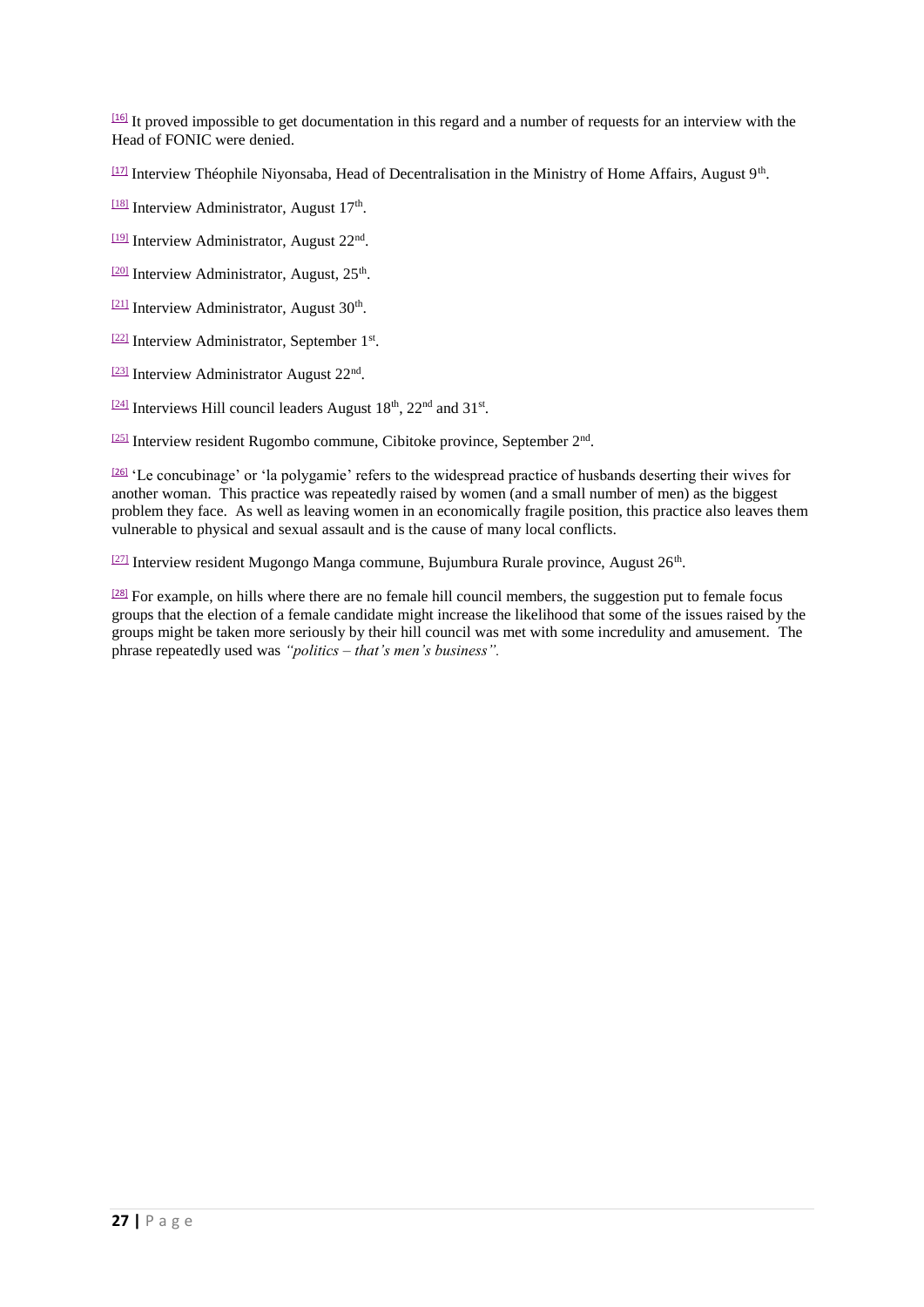[16] It proved impossible to get documentation in this regard and a number of requests for an interview with the Head of FONIC were denied.

[17] Interview Théophile Niyonsaba, Head of Decentralisation in the Ministry of Home Affairs, August 9th.

[18] Interview Administrator, August 17th.

[19] Interview Administrator, August 22nd.

[20] Interview Administrator, August, 25th.

[21] Interview Administrator, August 30th.

[22] Interview Administrator, September 1st.

[23] Interview Administrator August 22nd.

[24] Interviews Hill council leaders August 18th, 22nd and 31st.

[25] Interview resident Rugombo commune, Cibitoke province, September 2nd.

[26] 'Le concubinage' or 'la polygamie' refers to the widespread practice of husbands deserting their wives for another woman. This practice was repeatedly raised by women (and a small number of men) as the biggest problem they face. As well as leaving women in an economically fragile position, this practice also leaves them vulnerable to physical and sexual assault and is the cause of many local conflicts.

[27] Interview resident Mugongo Manga commune, Bujumbura Rurale province, August 26th.

[28] For example, on hills where there are no female hill council members, the suggestion put to female focus groups that the election of a female candidate might increase the likelihood that some of the issues raised by the groups might be taken more seriously by their hill council was met with some incredulity and amusement. The phrase repeatedly used was *"politics – that's men's business".*